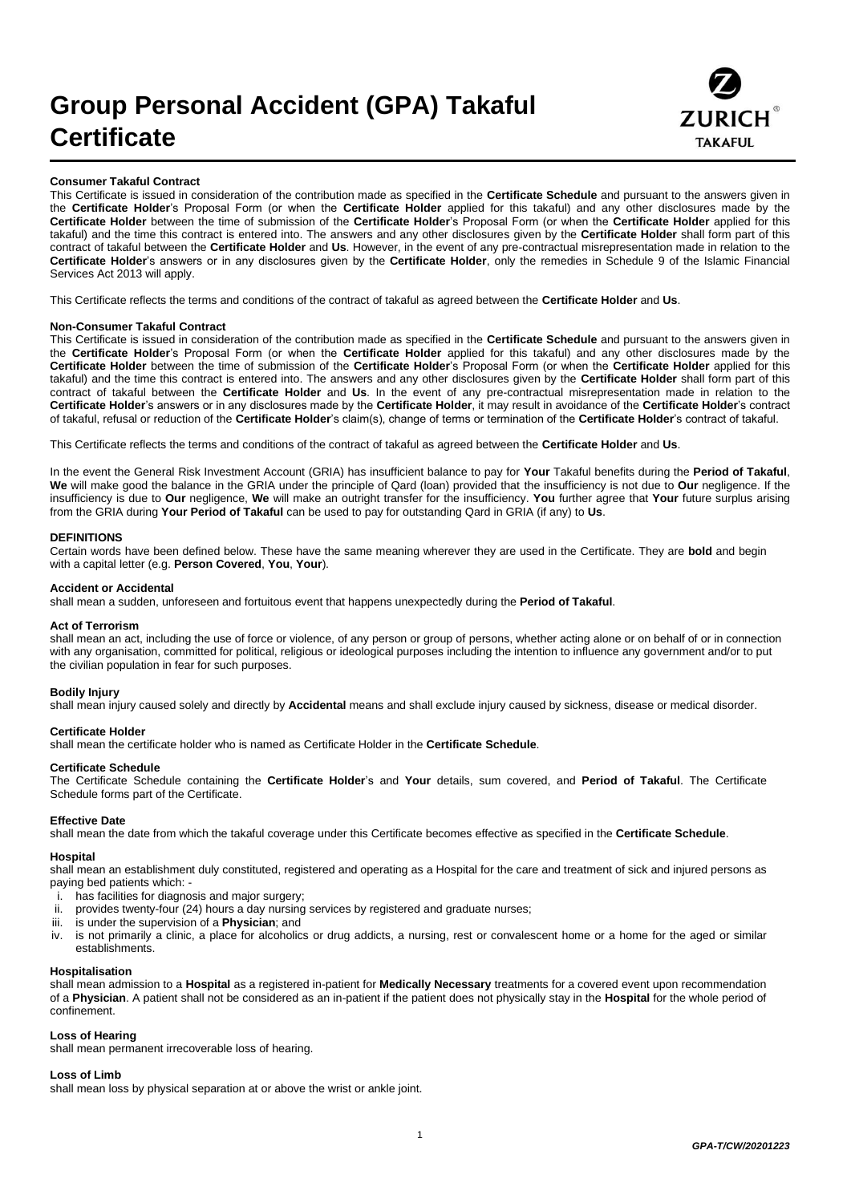# Group Personal Accident (GPA) Takaful Certificate

**Consumer Takaful Contract**

This Certificate is issued in consideration of the contribution made as specified in the **Certificate Schedule** and pursuant to the answers given in the **Certificate Holder**'s Proposal Form (or when the **Certificate Holder** applied for this takaful) and any other disclosures made by the **Certificate Holder** between the time of submission of the **Certificate Holder**'s Proposal Form (or when the **Certificate Holder** applied for this takaful) and the time this contract is entered into. The answers and any other disclosures given by the **Certificate Holder** shall form part of this contract of takaful between the **Certificate Holder** and **Us**. However, in the event of any pre-contractual misrepresentation made in relation to the **Certificate Holder**'s answers or in any disclosures given by the **Certificate Holder**, only the remedies in Schedule 9 of the Islamic Financial Services Act 2013 will apply.

This Certificate reflects the terms and conditions of the contract of takaful as agreed between the **Certificate Holder** and **Us**.

**Non-Consumer Takaful Contract**

This Certificate is issued in consideration of the contribution made as specified in the **Certificate Schedule** and pursuant to the answers given in the **Certificate Holder**'s Proposal Form (or when the **Certificate Holder** applied for this takaful) and any other disclosures made by the **Certificate Holder** between the time of submission of the **Certificate Holder**'s Proposal Form (or when the **Certificate Holder** applied for this takaful) and the time this contract is entered into. The answers and any other disclosures given by the **Certificate Holder** shall form part of this contract of takaful between the **Certificate Holder** and **Us**. In the event of any pre-contractual misrepresentation made in relation to the **Certificate Holder**'s answers or in any disclosures made by the **Certificate Holder**, it may result in avoidance of the **Certificate Holder**'s contract of takaful, refusal or reduction of the **Certificate Holder**'s claim(s), change of terms or termination of the **Certificate Holder**'s contract of takaful.

This Certificate reflects the terms and conditions of the contract of takaful as agreed between the **Certificate Holder** and **Us**.

In the event the General Risk Investment Account (GRIA) has insufficient balance to pay for **Your** Takaful benefits during the **Period of Takaful**, **We** will make good the balance in the GRIA under the principle of Qard (loan) provided that the insufficiency is not due to **Our** negligence. If the insufficiency is due to **Our** negligence, **We** will make an outright transfer for the insufficiency. **You** further agree that **Your** future surplus arising from the GRIA during **Your Period of Takaful** can be used to pay for outstanding Qard in GRIA (if any) to **Us**.

## DEFINITIONS

Certain words have been defined below. These have the same meaning wherever they are used in the Certificate. They are **bold** and begin with a capital letter (e.g. **Person Covered**, **You**, **Your**).

**Accident or Accidental**

shall mean a sudden, unforeseen and fortuitous event that happens unexpectedly during the **Period of Takaful**.

**Act of Terrorism**

shall mean an act, including the use of force or violence, of any person or group of persons, whether acting alone or on behalf of or in connection with any organisation, committed for political, religious or ideological purposes including the intention to influence any government and/or to put the civilian population in fear for such purposes.

**Bodily Injury**

shall mean injury caused solely and directly by **Accidental** means and shall exclude injury caused by sickness, disease or medical disorder.

**Certificate Holder**

shall mean the certificate holder who is named as Certificate Holder in the **Certificate Schedule**.

**Certificate Schedule**

The Certificate Schedule containing the **Certificate Holder**'s and **Your** details, sum covered, and **Period of Takaful**. The Certificate Schedule forms part of the Certificate.

**Effective Date**

shall mean the date from which the takaful coverage under this Certificate becomes effective as specified in the **Certificate Schedule**.

**Hospital**

shall mean an establishment duly constituted, registered and operating as a Hospital for the care and treatment of sick and injured persons as paying bed patients which: -

i. has facilities for diagnosis and major surgery;
ii. provides twenty-four (24) hours a day nursing services by registered and graduate nurses;
iii. is under the supervision of a **Physician**; and
iv. is not primarily a clinic, a place for alcoholics or drug addicts, a nursing, rest or convalescent home or a home for the aged or similar establishments.

**Hospitalisation**

shall mean admission to a **Hospital** as a registered in-patient for **Medically Necessary** treatments for a covered event upon recommendation of a **Physician**. A patient shall not be considered as an in-patient if the patient does not physically stay in the **Hospital** for the whole period of confinement.

**Loss of Hearing**

shall mean permanent irrecoverable loss of hearing.

**Loss of Limb**

shall mean loss by physical separation at or above the wrist or ankle joint.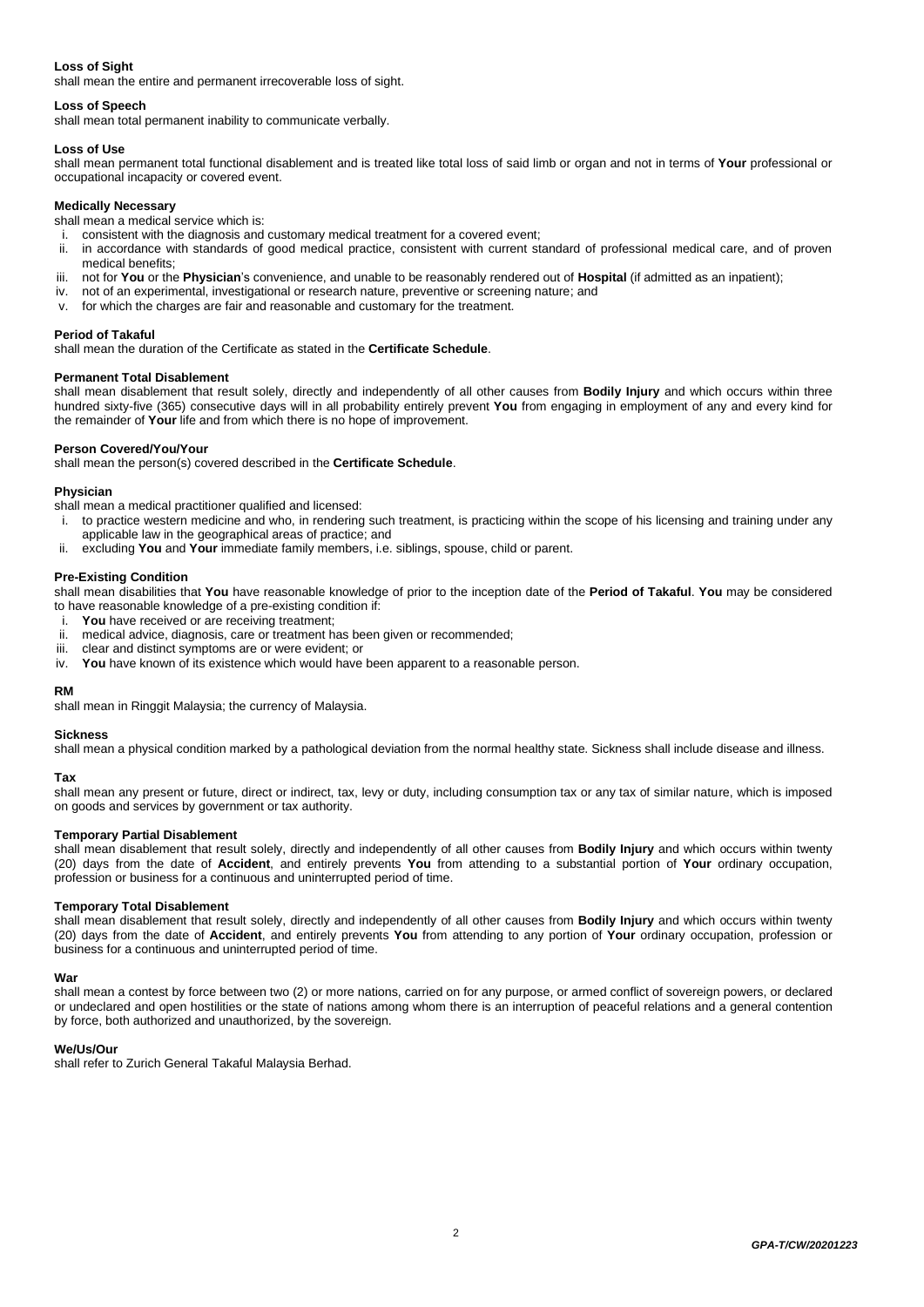**Loss of Sight**
shall mean the entire and permanent irrecoverable loss of sight.

**Loss of Speech**
shall mean total permanent inability to communicate verbally.

**Loss of Use**
shall mean permanent total functional disablement and is treated like total loss of said limb or organ and not in terms of **Your** professional or occupational incapacity or covered event.

**Medically Necessary**
shall mean a medical service which is:

i. consistent with the diagnosis and customary medical treatment for a covered event;
ii. in accordance with standards of good medical practice, consistent with current standard of professional medical care, and of proven medical benefits;
iii. not for **You** or the **Physician**'s convenience, and unable to be reasonably rendered out of **Hospital** (if admitted as an inpatient);
iv. not of an experimental, investigational or research nature, preventive or screening nature; and
v. for which the charges are fair and reasonable and customary for the treatment.

**Period of Takaful**
shall mean the duration of the Certificate as stated in the **Certificate Schedule**.

**Permanent Total Disablement**
shall mean disablement that result solely, directly and independently of all other causes from **Bodily Injury** and which occurs within three hundred sixty-five (365) consecutive days will in all probability entirely prevent **You** from engaging in employment of any and every kind for the remainder of **Your** life and from which there is no hope of improvement.

**Person Covered/You/Your**
shall mean the person(s) covered described in the **Certificate Schedule**.

**Physician**
shall mean a medical practitioner qualified and licensed:

i. to practice western medicine and who, in rendering such treatment, is practicing within the scope of his licensing and training under any applicable law in the geographical areas of practice; and
ii. excluding **You** and **Your** immediate family members, i.e. siblings, spouse, child or parent.

**Pre-Existing Condition**
shall mean disabilities that **You** have reasonable knowledge of prior to the inception date of the **Period of Takaful**. **You** may be considered to have reasonable knowledge of a pre-existing condition if:

i. **You** have received or are receiving treatment;
ii. medical advice, diagnosis, care or treatment has been given or recommended;
iii. clear and distinct symptoms are or were evident; or
iv. **You** have known of its existence which would have been apparent to a reasonable person.

**RM**
shall mean in Ringgit Malaysia; the currency of Malaysia.

**Sickness**
shall mean a physical condition marked by a pathological deviation from the normal healthy state. Sickness shall include disease and illness.

**Tax**
shall mean any present or future, direct or indirect, tax, levy or duty, including consumption tax or any tax of similar nature, which is imposed on goods and services by government or tax authority.

**Temporary Partial Disablement**
shall mean disablement that result solely, directly and independently of all other causes from **Bodily Injury** and which occurs within twenty (20) days from the date of **Accident**, and entirely prevents **You** from attending to a substantial portion of **Your** ordinary occupation, profession or business for a continuous and uninterrupted period of time.

**Temporary Total Disablement**
shall mean disablement that result solely, directly and independently of all other causes from **Bodily Injury** and which occurs within twenty (20) days from the date of **Accident**, and entirely prevents **You** from attending to any portion of **Your** ordinary occupation, profession or business for a continuous and uninterrupted period of time.

**War**
shall mean a contest by force between two (2) or more nations, carried on for any purpose, or armed conflict of sovereign powers, or declared or undeclared and open hostilities or the state of nations among whom there is an interruption of peaceful relations and a general contention by force, both authorized and unauthorized, by the sovereign.

**We/Us/Our**
shall refer to Zurich General Takaful Malaysia Berhad.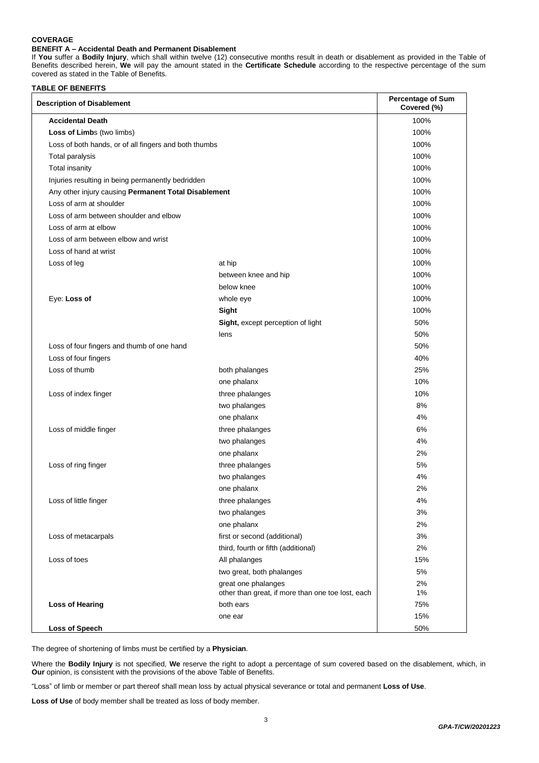**COVERAGE**

**BENEFIT A – Accidental Death and Permanent Disablement**

If **You** suffer a **Bodily Injury**, which shall within twelve (12) consecutive months result in death or disablement as provided in the Table of Benefits described herein, **We** will pay the amount stated in the **Certificate Schedule** according to the respective percentage of the sum covered as stated in the Table of Benefits.

**TABLE OF BENEFITS**

| Description of Disablement | | Percentage of Sum Covered (%) |
|---|---|---|
| **Accidental Death** | | 100% |
| **Loss of Limb**s (two limbs) | | 100% |
| Loss of both hands, or of all fingers and both thumbs | | 100% |
| Total paralysis | | 100% |
| Total insanity | | 100% |
| Injuries resulting in being permanently bedridden | | 100% |
| Any other injury causing **Permanent Total Disablement** | | 100% |
| Loss of arm at shoulder | | 100% |
| Loss of arm between shoulder and elbow | | 100% |
| Loss of arm at elbow | | 100% |
| Loss of arm between elbow and wrist | | 100% |
| Loss of hand at wrist | | 100% |
| Loss of leg | at hip | 100% |
| | between knee and hip | 100% |
| | below knee | 100% |
| Eye: **Loss of** | whole eye | 100% |
| | **Sight** | 100% |
| | **Sight,** except perception of light | 50% |
| | lens | 50% |
| Loss of four fingers and thumb of one hand | | 50% |
| Loss of four fingers | | 40% |
| Loss of thumb | both phalanges | 25% |
| | one phalanx | 10% |
| Loss of index finger | three phalanges | 10% |
| | two phalanges | 8% |
| | one phalanx | 4% |
| Loss of middle finger | three phalanges | 6% |
| | two phalanges | 4% |
| | one phalanx | 2% |
| Loss of ring finger | three phalanges | 5% |
| | two phalanges | 4% |
| | one phalanx | 2% |
| Loss of little finger | three phalanges | 4% |
| | two phalanges | 3% |
| | one phalanx | 2% |
| Loss of metacarpals | first or second (additional) | 3% |
| | third, fourth or fifth (additional) | 2% |
| Loss of toes | All phalanges | 15% |
| | two great, both phalanges | 5% |
| | great one phalanges | 2% |
| | other than great, if more than one toe lost, each | 1% |
| **Loss of Hearing** | both ears | 75% |
| | one ear | 15% |
| **Loss of Speech** | | 50% |

The degree of shortening of limbs must be certified by a **Physician**.

Where the **Bodily Injury** is not specified, **We** reserve the right to adopt a percentage of sum covered based on the disablement, which, in **Our** opinion, is consistent with the provisions of the above Table of Benefits.

"Loss" of limb or member or part thereof shall mean loss by actual physical severance or total and permanent **Loss of Use**.

**Loss of Use** of body member shall be treated as loss of body member.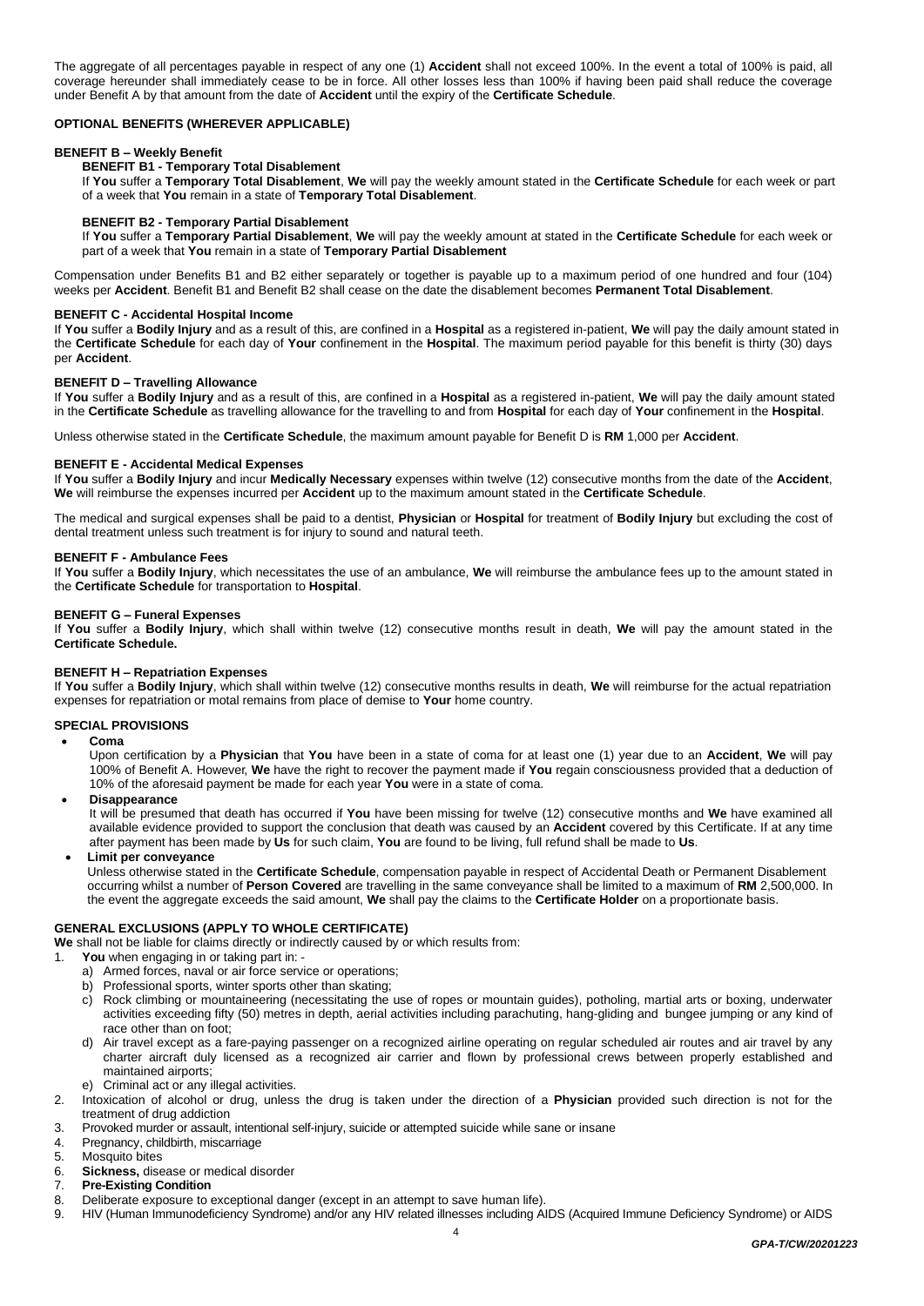The aggregate of all percentages payable in respect of any one (1) **Accident** shall not exceed 100%. In the event a total of 100% is paid, all coverage hereunder shall immediately cease to be in force. All other losses less than 100% if having been paid shall reduce the coverage under Benefit A by that amount from the date of **Accident** until the expiry of the **Certificate Schedule**.

## OPTIONAL BENEFITS (WHEREVER APPLICABLE)

### BENEFIT B – Weekly Benefit

**BENEFIT B1 - Temporary Total Disablement**

If **You** suffer a **Temporary Total Disablement**, **We** will pay the weekly amount stated in the **Certificate Schedule** for each week or part of a week that **You** remain in a state of **Temporary Total Disablement**.

**BENEFIT B2 - Temporary Partial Disablement**

If **You** suffer a **Temporary Partial Disablement**, **We** will pay the weekly amount at stated in the **Certificate Schedule** for each week or part of a week that **You** remain in a state of **Temporary Partial Disablement**

Compensation under Benefits B1 and B2 either separately or together is payable up to a maximum period of one hundred and four (104) weeks per **Accident**. Benefit B1 and Benefit B2 shall cease on the date the disablement becomes **Permanent Total Disablement**.

### BENEFIT C - Accidental Hospital Income

If **You** suffer a **Bodily Injury** and as a result of this, are confined in a **Hospital** as a registered in-patient, **We** will pay the daily amount stated in the **Certificate Schedule** for each day of **Your** confinement in the **Hospital**. The maximum period payable for this benefit is thirty (30) days per **Accident**.

### BENEFIT D – Travelling Allowance

If **You** suffer a **Bodily Injury** and as a result of this, are confined in a **Hospital** as a registered in-patient, **We** will pay the daily amount stated in the **Certificate Schedule** as travelling allowance for the travelling to and from **Hospital** for each day of **Your** confinement in the **Hospital**.

Unless otherwise stated in the **Certificate Schedule**, the maximum amount payable for Benefit D is **RM** 1,000 per **Accident**.

### BENEFIT E - Accidental Medical Expenses

If **You** suffer a **Bodily Injury** and incur **Medically Necessary** expenses within twelve (12) consecutive months from the date of the **Accident**, **We** will reimburse the expenses incurred per **Accident** up to the maximum amount stated in the **Certificate Schedule**.

The medical and surgical expenses shall be paid to a dentist, **Physician** or **Hospital** for treatment of **Bodily Injury** but excluding the cost of dental treatment unless such treatment is for injury to sound and natural teeth.

### BENEFIT F - Ambulance Fees

If **You** suffer a **Bodily Injury**, which necessitates the use of an ambulance, **We** will reimburse the ambulance fees up to the amount stated in the **Certificate Schedule** for transportation to **Hospital**.

### BENEFIT G – Funeral Expenses

If **You** suffer a **Bodily Injury**, which shall within twelve (12) consecutive months result in death, **We** will pay the amount stated in the **Certificate Schedule.**

### BENEFIT H – Repatriation Expenses

If **You** suffer a **Bodily Injury**, which shall within twelve (12) consecutive months results in death, **We** will reimburse for the actual repatriation expenses for repatriation or motal remains from place of demise to **Your** home country.

## SPECIAL PROVISIONS

- **Coma**

  Upon certification by a **Physician** that **You** have been in a state of coma for at least one (1) year due to an **Accident**, **We** will pay 100% of Benefit A. However, **We** have the right to recover the payment made if **You** regain consciousness provided that a deduction of 10% of the aforesaid payment be made for each year **You** were in a state of coma.
- **Disappearance**

  It will be presumed that death has occurred if **You** have been missing for twelve (12) consecutive months and **We** have examined all available evidence provided to support the conclusion that death was caused by an **Accident** covered by this Certificate. If at any time after payment has been made by **Us** for such claim, **You** are found to be living, full refund shall be made to **Us**.
- **Limit per conveyance**

  Unless otherwise stated in the **Certificate Schedule**, compensation payable in respect of Accidental Death or Permanent Disablement occurring whilst a number of **Person Covered** are travelling in the same conveyance shall be limited to a maximum of **RM** 2,500,000. In the event the aggregate exceeds the said amount, **We** shall pay the claims to the **Certificate Holder** on a proportionate basis.

## GENERAL EXCLUSIONS (APPLY TO WHOLE CERTIFICATE)

**We** shall not be liable for claims directly or indirectly caused by or which results from:

1. **You** when engaging in or taking part in: -
   a) Armed forces, naval or air force service or operations;
   b) Professional sports, winter sports other than skating;
   c) Rock climbing or mountaineering (necessitating the use of ropes or mountain guides), potholing, martial arts or boxing, underwater activities exceeding fifty (50) metres in depth, aerial activities including parachuting, hang-gliding and bungee jumping or any kind of race other than on foot;
   d) Air travel except as a fare-paying passenger on a recognized airline operating on regular scheduled air routes and air travel by any charter aircraft duly licensed as a recognized air carrier and flown by professional crews between properly established and maintained airports;
   e) Criminal act or any illegal activities.
2. Intoxication of alcohol or drug, unless the drug is taken under the direction of a **Physician** provided such direction is not for the treatment of drug addiction
3. Provoked murder or assault, intentional self-injury, suicide or attempted suicide while sane or insane
4. Pregnancy, childbirth, miscarriage
5. Mosquito bites
6. **Sickness,** disease or medical disorder
7. **Pre-Existing Condition**
8. Deliberate exposure to exceptional danger (except in an attempt to save human life).
9. HIV (Human Immunodeficiency Syndrome) and/or any HIV related illnesses including AIDS (Acquired Immune Deficiency Syndrome) or AIDS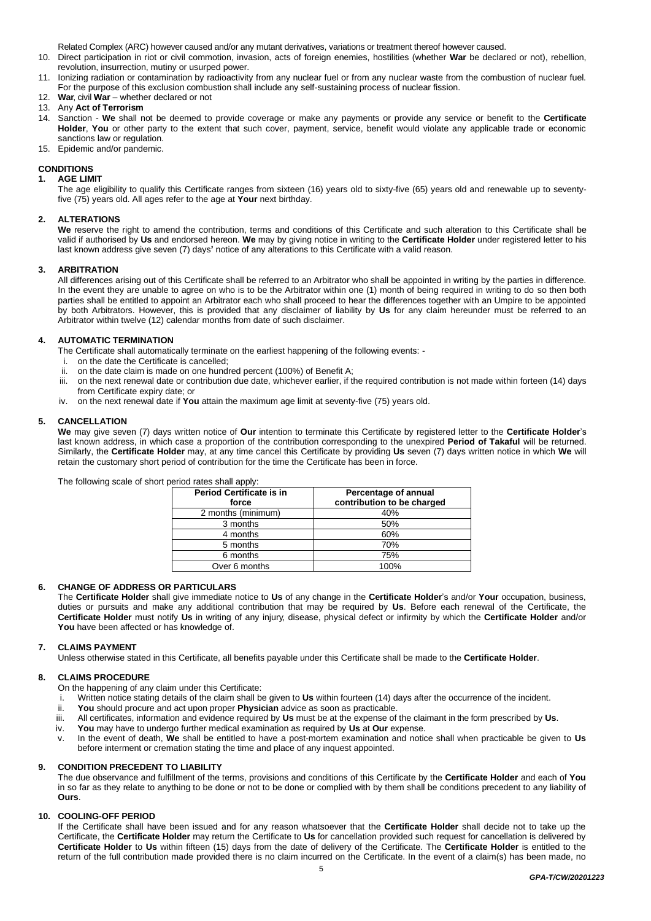Related Complex (ARC) however caused and/or any mutant derivatives, variations or treatment thereof however caused.

10. Direct participation in riot or civil commotion, invasion, acts of foreign enemies, hostilities (whether **War** be declared or not), rebellion, revolution, insurrection, mutiny or usurped power.
11. Ionizing radiation or contamination by radioactivity from any nuclear fuel or from any nuclear waste from the combustion of nuclear fuel. For the purpose of this exclusion combustion shall include any self-sustaining process of nuclear fission.
12. **War**, civil **War** – whether declared or not
13. Any **Act of Terrorism**
14. Sanction - **We** shall not be deemed to provide coverage or make any payments or provide any service or benefit to the **Certificate Holder**, **You** or other party to the extent that such cover, payment, service, benefit would violate any applicable trade or economic sanctions law or regulation.
15. Epidemic and/or pandemic.

## CONDITIONS

### 1. AGE LIMIT

The age eligibility to qualify this Certificate ranges from sixteen (16) years old to sixty-five (65) years old and renewable up to seventy-five (75) years old. All ages refer to the age at **Your** next birthday.

### 2. ALTERATIONS

**We** reserve the right to amend the contribution, terms and conditions of this Certificate and such alteration to this Certificate shall be valid if authorised by **Us** and endorsed hereon. **We** may by giving notice in writing to the **Certificate Holder** under registered letter to his last known address give seven (7) days' notice of any alterations to this Certificate with a valid reason.

### 3. ARBITRATION

All differences arising out of this Certificate shall be referred to an Arbitrator who shall be appointed in writing by the parties in difference. In the event they are unable to agree on who is to be the Arbitrator within one (1) month of being required in writing to do so then both parties shall be entitled to appoint an Arbitrator each who shall proceed to hear the differences together with an Umpire to be appointed by both Arbitrators. However, this is provided that any disclaimer of liability by **Us** for any claim hereunder must be referred to an Arbitrator within twelve (12) calendar months from date of such disclaimer.

### 4. AUTOMATIC TERMINATION

The Certificate shall automatically terminate on the earliest happening of the following events: -

i. on the date the Certificate is cancelled;
ii. on the date claim is made on one hundred percent (100%) of Benefit A;
iii. on the next renewal date or contribution due date, whichever earlier, if the required contribution is not made within forteen (14) days from Certificate expiry date; or
iv. on the next renewal date if **You** attain the maximum age limit at seventy-five (75) years old.

### 5. CANCELLATION

**We** may give seven (7) days written notice of **Our** intention to terminate this Certificate by registered letter to the **Certificate Holder**'s last known address, in which case a proportion of the contribution corresponding to the unexpired **Period of Takaful** will be returned. Similarly, the **Certificate Holder** may, at any time cancel this Certificate by providing **Us** seven (7) days written notice in which **We** will retain the customary short period of contribution for the time the Certificate has been in force.

The following scale of short period rates shall apply:

| Period Certificate is in force | Percentage of annual contribution to be charged |
|---|---|
| 2 months (minimum) | 40% |
| 3 months | 50% |
| 4 months | 60% |
| 5 months | 70% |
| 6 months | 75% |
| Over 6 months | 100% |

### 6. CHANGE OF ADDRESS OR PARTICULARS

The **Certificate Holder** shall give immediate notice to **Us** of any change in the **Certificate Holder**'s and/or **Your** occupation, business, duties or pursuits and make any additional contribution that may be required by **Us**. Before each renewal of the Certificate, the **Certificate Holder** must notify **Us** in writing of any injury, disease, physical defect or infirmity by which the **Certificate Holder** and/or **You** have been affected or has knowledge of.

### 7. CLAIMS PAYMENT

Unless otherwise stated in this Certificate, all benefits payable under this Certificate shall be made to the **Certificate Holder**.

### 8. CLAIMS PROCEDURE

On the happening of any claim under this Certificate:

i. Written notice stating details of the claim shall be given to **Us** within fourteen (14) days after the occurrence of the incident.
ii. **You** should procure and act upon proper **Physician** advice as soon as practicable.
iii. All certificates, information and evidence required by **Us** must be at the expense of the claimant in the form prescribed by **Us**.
iv. **You** may have to undergo further medical examination as required by **Us** at **Our** expense.
v. In the event of death, **We** shall be entitled to have a post-mortem examination and notice shall when practicable be given to **Us** before interment or cremation stating the time and place of any inquest appointed.

### 9. CONDITION PRECEDENT TO LIABILITY

The due observance and fulfillment of the terms, provisions and conditions of this Certificate by the **Certificate Holder** and each of **You** in so far as they relate to anything to be done or not to be done or complied with by them shall be conditions precedent to any liability of **Ours**.

### 10. COOLING-OFF PERIOD

If the Certificate shall have been issued and for any reason whatsoever that the **Certificate Holder** shall decide not to take up the Certificate, the **Certificate Holder** may return the Certificate to **Us** for cancellation provided such request for cancellation is delivered by **Certificate Holder** to **Us** within fifteen (15) days from the date of delivery of the Certificate. The **Certificate Holder** is entitled to the return of the full contribution made provided there is no claim incurred on the Certificate. In the event of a claim(s) has been made, no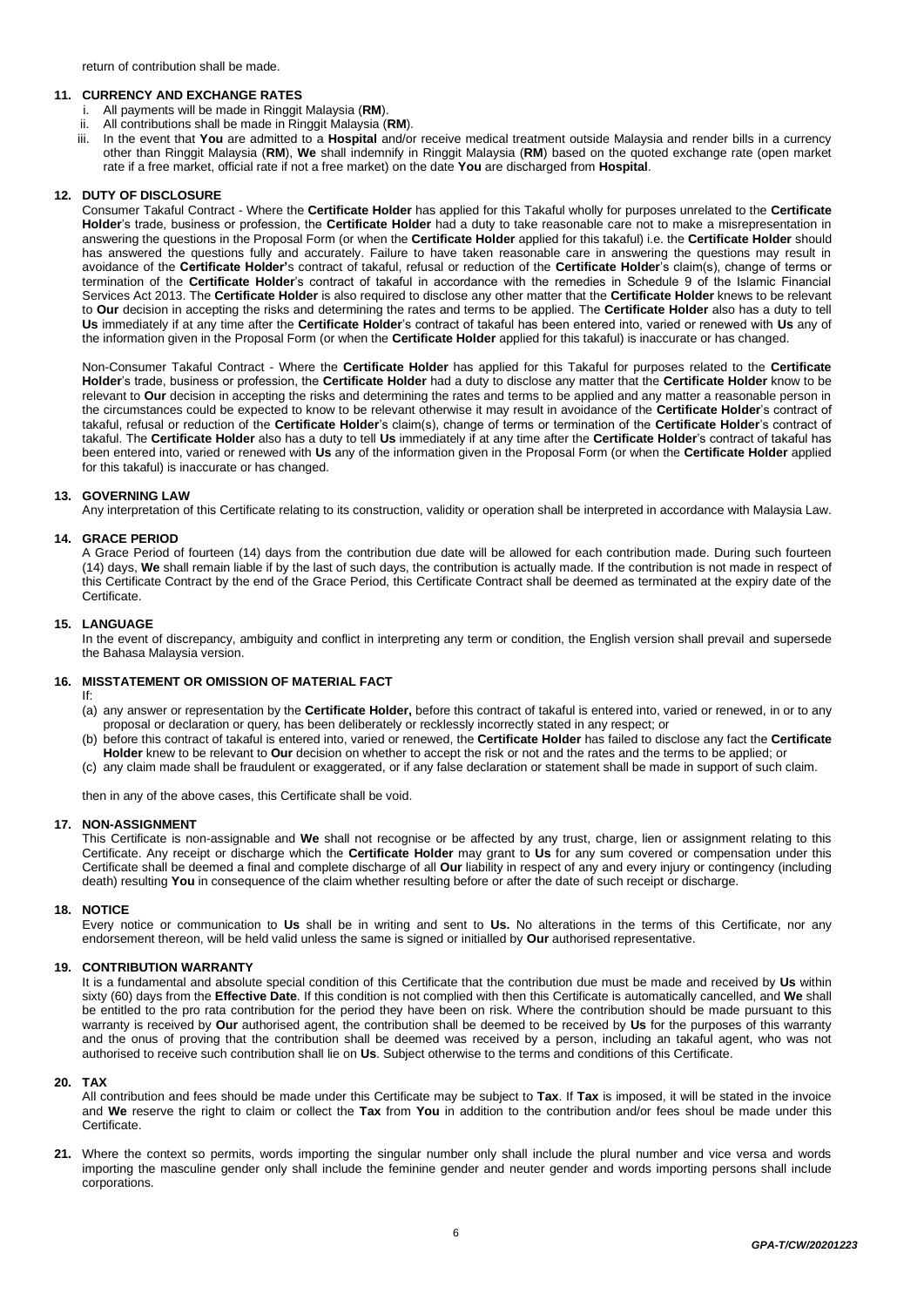return of contribution shall be made.

## 11. CURRENCY AND EXCHANGE RATES

i. All payments will be made in Ringgit Malaysia (**RM**).
ii. All contributions shall be made in Ringgit Malaysia (**RM**).
iii. In the event that **You** are admitted to a **Hospital** and/or receive medical treatment outside Malaysia and render bills in a currency other than Ringgit Malaysia (**RM**), **We** shall indemnify in Ringgit Malaysia (**RM**) based on the quoted exchange rate (open market rate if a free market, official rate if not a free market) on the date **You** are discharged from **Hospital**.

## 12. DUTY OF DISCLOSURE

Consumer Takaful Contract - Where the **Certificate Holder** has applied for this Takaful wholly for purposes unrelated to the **Certificate Holder**'s trade, business or profession, the **Certificate Holder** had a duty to take reasonable care not to make a misrepresentation in answering the questions in the Proposal Form (or when the **Certificate Holder** applied for this takaful) i.e. the **Certificate Holder** should has answered the questions fully and accurately. Failure to have taken reasonable care in answering the questions may result in avoidance of the **Certificate Holder's** contract of takaful, refusal or reduction of the **Certificate Holder**'s claim(s), change of terms or termination of the **Certificate Holder**'s contract of takaful in accordance with the remedies in Schedule 9 of the Islamic Financial Services Act 2013. The **Certificate Holder** is also required to disclose any other matter that the **Certificate Holder** knews to be relevant to **Our** decision in accepting the risks and determining the rates and terms to be applied. The **Certificate Holder** also has a duty to tell **Us** immediately if at any time after the **Certificate Holder**'s contract of takaful has been entered into, varied or renewed with **Us** any of the information given in the Proposal Form (or when the **Certificate Holder** applied for this takaful) is inaccurate or has changed.

Non-Consumer Takaful Contract - Where the **Certificate Holder** has applied for this Takaful for purposes related to the **Certificate Holder**'s trade, business or profession, the **Certificate Holder** had a duty to disclose any matter that the **Certificate Holder** know to be relevant to **Our** decision in accepting the risks and determining the rates and terms to be applied and any matter a reasonable person in the circumstances could be expected to know to be relevant otherwise it may result in avoidance of the **Certificate Holder**'s contract of takaful, refusal or reduction of the **Certificate Holder**'s claim(s), change of terms or termination of the **Certificate Holder**'s contract of takaful. The **Certificate Holder** also has a duty to tell **Us** immediately if at any time after the **Certificate Holder**'s contract of takaful has been entered into, varied or renewed with **Us** any of the information given in the Proposal Form (or when the **Certificate Holder** applied for this takaful) is inaccurate or has changed.

## 13. GOVERNING LAW

Any interpretation of this Certificate relating to its construction, validity or operation shall be interpreted in accordance with Malaysia Law.

## 14. GRACE PERIOD

A Grace Period of fourteen (14) days from the contribution due date will be allowed for each contribution made. During such fourteen (14) days, **We** shall remain liable if by the last of such days, the contribution is actually made. If the contribution is not made in respect of this Certificate Contract by the end of the Grace Period, this Certificate Contract shall be deemed as terminated at the expiry date of the Certificate.

## 15. LANGUAGE

In the event of discrepancy, ambiguity and conflict in interpreting any term or condition, the English version shall prevail and supersede the Bahasa Malaysia version.

## 16. MISSTATEMENT OR OMISSION OF MATERIAL FACT

If:

(a) any answer or representation by the **Certificate Holder,** before this contract of takaful is entered into, varied or renewed, in or to any proposal or declaration or query, has been deliberately or recklessly incorrectly stated in any respect; or
(b) before this contract of takaful is entered into, varied or renewed, the **Certificate Holder** has failed to disclose any fact the **Certificate Holder** knew to be relevant to **Our** decision on whether to accept the risk or not and the rates and the terms to be applied; or
(c) any claim made shall be fraudulent or exaggerated, or if any false declaration or statement shall be made in support of such claim.

then in any of the above cases, this Certificate shall be void.

## 17. NON-ASSIGNMENT

This Certificate is non-assignable and **We** shall not recognise or be affected by any trust, charge, lien or assignment relating to this Certificate. Any receipt or discharge which the **Certificate Holder** may grant to **Us** for any sum covered or compensation under this Certificate shall be deemed a final and complete discharge of all **Our** liability in respect of any and every injury or contingency (including death) resulting **You** in consequence of the claim whether resulting before or after the date of such receipt or discharge.

## 18. NOTICE

Every notice or communication to **Us** shall be in writing and sent to **Us.** No alterations in the terms of this Certificate, nor any endorsement thereon, will be held valid unless the same is signed or initialled by **Our** authorised representative.

## 19. CONTRIBUTION WARRANTY

It is a fundamental and absolute special condition of this Certificate that the contribution due must be made and received by **Us** within sixty (60) days from the **Effective Date**. If this condition is not complied with then this Certificate is automatically cancelled, and **We** shall be entitled to the pro rata contribution for the period they have been on risk. Where the contribution should be made pursuant to this warranty is received by **Our** authorised agent, the contribution shall be deemed to be received by **Us** for the purposes of this warranty and the onus of proving that the contribution shall be deemed was received by a person, including an takaful agent, who was not authorised to receive such contribution shall lie on **Us**. Subject otherwise to the terms and conditions of this Certificate.

## 20. TAX

All contribution and fees should be made under this Certificate may be subject to **Tax**. If **Tax** is imposed, it will be stated in the invoice and **We** reserve the right to claim or collect the **Tax** from **You** in addition to the contribution and/or fees shoul be made under this Certificate.

**21.** Where the context so permits, words importing the singular number only shall include the plural number and vice versa and words importing the masculine gender only shall include the feminine gender and neuter gender and words importing persons shall include corporations.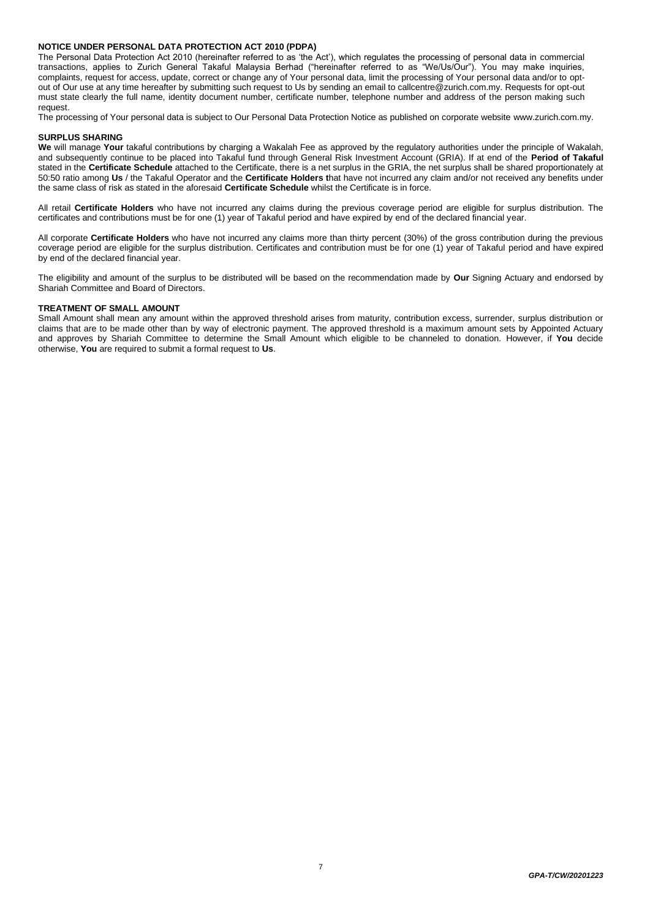**NOTICE UNDER PERSONAL DATA PROTECTION ACT 2010 (PDPA)**

The Personal Data Protection Act 2010 (hereinafter referred to as 'the Act'), which regulates the processing of personal data in commercial transactions, applies to Zurich General Takaful Malaysia Berhad ("hereinafter referred to as "We/Us/Our"). You may make inquiries, complaints, request for access, update, correct or change any of Your personal data, limit the processing of Your personal data and/or to opt-out of Our use at any time hereafter by submitting such request to Us by sending an email to callcentre@zurich.com.my. Requests for opt-out must state clearly the full name, identity document number, certificate number, telephone number and address of the person making such request.

The processing of Your personal data is subject to Our Personal Data Protection Notice as published on corporate website www.zurich.com.my.

**SURPLUS SHARING**

**We** will manage **Your** takaful contributions by charging a Wakalah Fee as approved by the regulatory authorities under the principle of Wakalah, and subsequently continue to be placed into Takaful fund through General Risk Investment Account (GRIA). If at end of the **Period of Takaful** stated in the **Certificate Schedule** attached to the Certificate, there is a net surplus in the GRIA, the net surplus shall be shared proportionately at 50:50 ratio among **Us** / the Takaful Operator and the **Certificate Holders t**hat have not incurred any claim and/or not received any benefits under the same class of risk as stated in the aforesaid **Certificate Schedule** whilst the Certificate is in force.

All retail **Certificate Holders** who have not incurred any claims during the previous coverage period are eligible for surplus distribution. The certificates and contributions must be for one (1) year of Takaful period and have expired by end of the declared financial year.

All corporate **Certificate Holders** who have not incurred any claims more than thirty percent (30%) of the gross contribution during the previous coverage period are eligible for the surplus distribution. Certificates and contribution must be for one (1) year of Takaful period and have expired by end of the declared financial year.

The eligibility and amount of the surplus to be distributed will be based on the recommendation made by **Our** Signing Actuary and endorsed by Shariah Committee and Board of Directors.

**TREATMENT OF SMALL AMOUNT**

Small Amount shall mean any amount within the approved threshold arises from maturity, contribution excess, surrender, surplus distribution or claims that are to be made other than by way of electronic payment. The approved threshold is a maximum amount sets by Appointed Actuary and approves by Shariah Committee to determine the Small Amount which eligible to be channeled to donation. However, if **You** decide otherwise, **You** are required to submit a formal request to **Us**.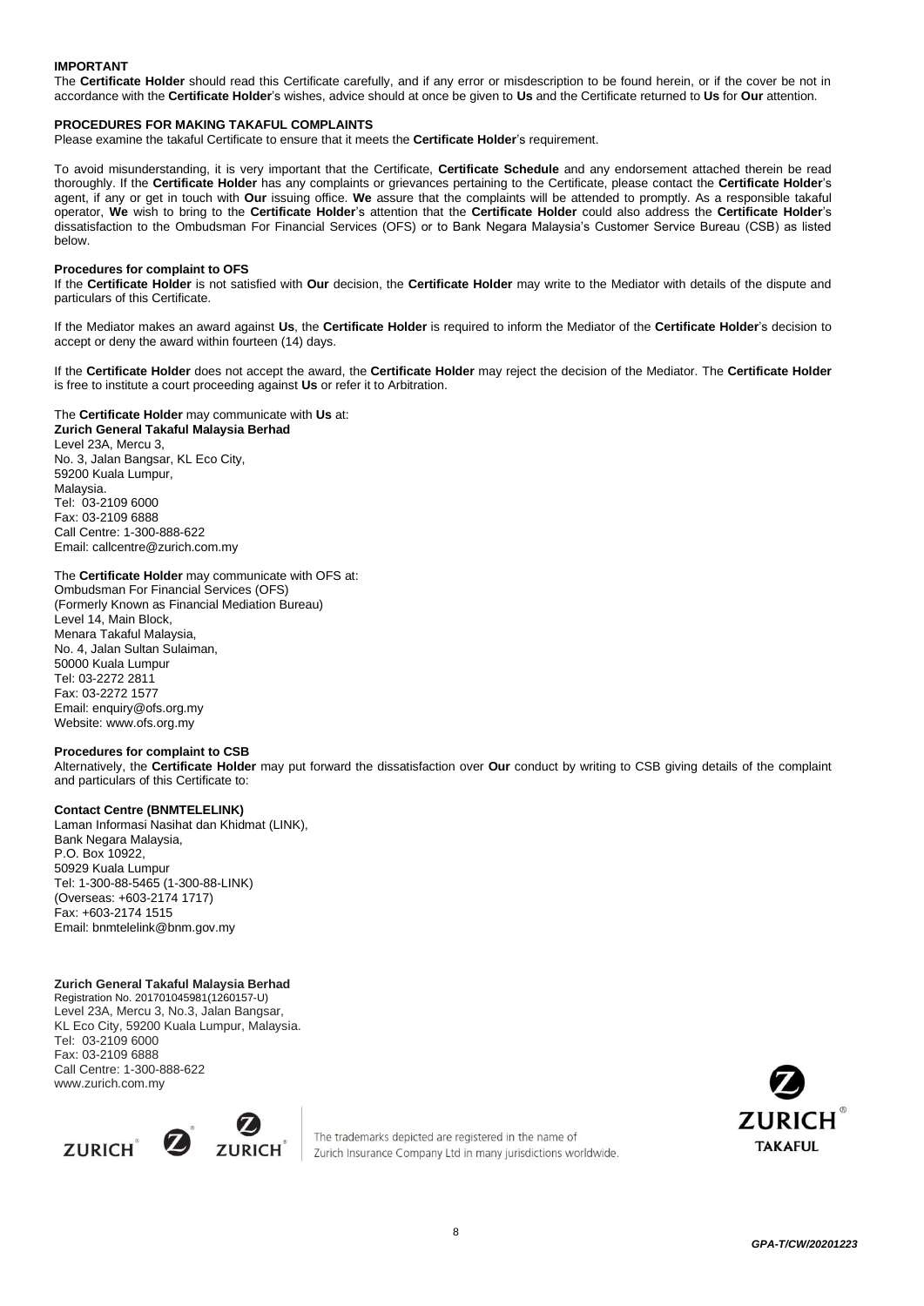**IMPORTANT**

The **Certificate Holder** should read this Certificate carefully, and if any error or misdescription to be found herein, or if the cover be not in accordance with the **Certificate Holder**'s wishes, advice should at once be given to **Us** and the Certificate returned to **Us** for **Our** attention.

**PROCEDURES FOR MAKING TAKAFUL COMPLAINTS**

Please examine the takaful Certificate to ensure that it meets the **Certificate Holder**'s requirement.

To avoid misunderstanding, it is very important that the Certificate, **Certificate Schedule** and any endorsement attached therein be read thoroughly. If the **Certificate Holder** has any complaints or grievances pertaining to the Certificate, please contact the **Certificate Holder**'s agent, if any or get in touch with **Our** issuing office. **We** assure that the complaints will be attended to promptly. As a responsible takaful operator, **We** wish to bring to the **Certificate Holder**'s attention that the **Certificate Holder** could also address the **Certificate Holder**'s dissatisfaction to the Ombudsman For Financial Services (OFS) or to Bank Negara Malaysia's Customer Service Bureau (CSB) as listed below.

**Procedures for complaint to OFS**

If the **Certificate Holder** is not satisfied with **Our** decision, the **Certificate Holder** may write to the Mediator with details of the dispute and particulars of this Certificate.

If the Mediator makes an award against **Us**, the **Certificate Holder** is required to inform the Mediator of the **Certificate Holder**'s decision to accept or deny the award within fourteen (14) days.

If the **Certificate Holder** does not accept the award, the **Certificate Holder** may reject the decision of the Mediator. The **Certificate Holder** is free to institute a court proceeding against **Us** or refer it to Arbitration.

The **Certificate Holder** may communicate with **Us** at:
**Zurich General Takaful Malaysia Berhad**
Level 23A, Mercu 3,
No. 3, Jalan Bangsar, KL Eco City,
59200 Kuala Lumpur,
Malaysia.
Tel: 03-2109 6000
Fax: 03-2109 6888
Call Centre: 1-300-888-622
Email: callcentre@zurich.com.my

The **Certificate Holder** may communicate with OFS at:
Ombudsman For Financial Services (OFS)
(Formerly Known as Financial Mediation Bureau)
Level 14, Main Block,
Menara Takaful Malaysia,
No. 4, Jalan Sultan Sulaiman,
50000 Kuala Lumpur
Tel: 03-2272 2811
Fax: 03-2272 1577
Email: enquiry@ofs.org.my
Website: www.ofs.org.my

**Procedures for complaint to CSB**

Alternatively, the **Certificate Holder** may put forward the dissatisfaction over **Our** conduct by writing to CSB giving details of the complaint and particulars of this Certificate to:

**Contact Centre (BNMTELELINK)**
Laman Informasi Nasihat dan Khidmat (LINK),
Bank Negara Malaysia,
P.O. Box 10922,
50929 Kuala Lumpur
Tel: 1-300-88-5465 (1-300-88-LINK)
(Overseas: +603-2174 1717)
Fax: +603-2174 1515
Email: bnmtelelink@bnm.gov.my

**Zurich General Takaful Malaysia Berhad**
Registration No. 201701045981(1260157-U)
Level 23A, Mercu 3, No.3, Jalan Bangsar,
KL Eco City, 59200 Kuala Lumpur, Malaysia.
Tel: 03-2109 6000
Fax: 03-2109 6888
Call Centre: 1-300-888-622
www.zurich.com.my

The trademarks depicted are registered in the name of Zurich Insurance Company Ltd in many jurisdictions worldwide.

*GPA-T/CW/20201223*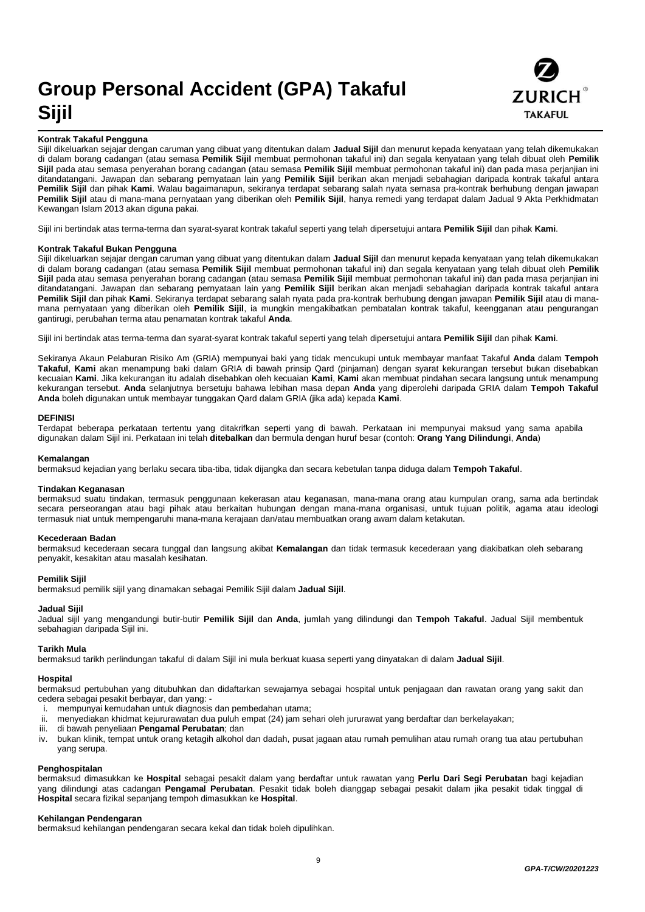# Group Personal Accident (GPA) Takaful Sijil

**Kontrak Takaful Pengguna**

Sijil dikeluarkan sejajar dengan caruman yang dibuat yang ditentukan dalam **Jadual Sijil** dan menurut kepada kenyataan yang telah dikemukakan di dalam borang cadangan (atau semasa **Pemilik Sijil** membuat permohonan takaful ini) dan segala kenyataan yang telah dibuat oleh **Pemilik Sijil** pada atau semasa penyerahan borang cadangan (atau semasa **Pemilik Sijil** membuat permohonan takaful ini) dan pada masa perjanjian ini ditandatangani. Jawapan dan sebarang pernyataan lain yang **Pemilik Sijil** berikan akan menjadi sebahagian daripada kontrak takaful antara **Pemilik Sijil** dan pihak **Kami**. Walau bagaimanapun, sekiranya terdapat sebarang salah nyata semasa pra-kontrak berhubung dengan jawapan **Pemilik Sijil** atau di mana-mana pernyataan yang diberikan oleh **Pemilik Sijil**, hanya remedi yang terdapat dalam Jadual 9 Akta Perkhidmatan Kewangan Islam 2013 akan diguna pakai.

Sijil ini bertindak atas terma-terma dan syarat-syarat kontrak takaful seperti yang telah dipersetujui antara **Pemilik Sijil** dan pihak **Kami**.

**Kontrak Takaful Bukan Pengguna**

Sijil dikeluarkan sejajar dengan caruman yang dibuat yang ditentukan dalam **Jadual Sijil** dan menurut kepada kenyataan yang telah dikemukakan di dalam borang cadangan (atau semasa **Pemilik Sijil** membuat permohonan takaful ini) dan segala kenyataan yang telah dibuat oleh **Pemilik Sijil** pada atau semasa penyerahan borang cadangan (atau semasa **Pemilik Sijil** membuat permohonan takaful ini) dan pada masa perjanjian ini ditandatangani. Jawapan dan sebarang pernyataan lain yang **Pemilik Sijil** berikan akan menjadi sebahagian daripada kontrak takaful antara **Pemilik Sijil** dan pihak **Kami**. Sekiranya terdapat sebarang salah nyata pada pra-kontrak berhubung dengan jawapan **Pemilik Sijil** atau di mana-mana pernyataan yang diberikan oleh **Pemilik Sijil**, ia mungkin mengakibatkan pembatalan kontrak takaful, keengganan atau pengurangan gantirugi, perubahan terma atau penamatan kontrak takaful **Anda**.

Sijil ini bertindak atas terma-terma dan syarat-syarat kontrak takaful seperti yang telah dipersetujui antara **Pemilik Sijil** dan pihak **Kami**.

Sekiranya Akaun Pelaburan Risiko Am (GRIA) mempunyai baki yang tidak mencukupi untuk membayar manfaat Takaful **Anda** dalam **Tempoh Takaful**, **Kami** akan menampung baki dalam GRIA di bawah prinsip Qard (pinjaman) dengan syarat kekurangan tersebut bukan disebabkan kecuaian **Kami**. Jika kekurangan itu adalah disebabkan oleh kecuaian **Kami**, **Kami** akan membuat pindahan secara langsung untuk menampung kekurangan tersebut. **Anda** selanjutnya bersetuju bahawa lebihan masa depan **Anda** yang diperolehi daripada GRIA dalam **Tempoh Takaful Anda** boleh digunakan untuk membayar tunggakan Qard dalam GRIA (jika ada) kepada **Kami**.

**DEFINISI**

Terdapat beberapa perkataan tertentu yang ditakrifkan seperti yang di bawah. Perkataan ini mempunyai maksud yang sama apabila digunakan dalam Sijil ini. Perkataan ini telah **ditebalkan** dan bermula dengan huruf besar (contoh: **Orang Yang Dilindungi**, **Anda**)

**Kemalangan**

bermaksud kejadian yang berlaku secara tiba-tiba, tidak dijangka dan secara kebetulan tanpa diduga dalam **Tempoh Takaful**.

**Tindakan Keganasan**

bermaksud suatu tindakan, termasuk penggunaan kekerasan atau keganasan, mana-mana orang atau kumpulan orang, sama ada bertindak secara perseorangan atau bagi pihak atau berkaitan hubungan dengan mana-mana organisasi, untuk tujuan politik, agama atau ideologi termasuk niat untuk mempengaruhi mana-mana kerajaan dan/atau membuatkan orang awam dalam ketakutan.

**Kecederaan Badan**

bermaksud kecederaan secara tunggal dan langsung akibat **Kemalangan** dan tidak termasuk kecederaan yang diakibatkan oleh sebarang penyakit, kesakitan atau masalah kesihatan.

**Pemilik Sijil**

bermaksud pemilik sijil yang dinamakan sebagai Pemilik Sijil dalam **Jadual Sijil**.

**Jadual Sijil**

Jadual sijil yang mengandungi butir-butir **Pemilik Sijil** dan **Anda**, jumlah yang dilindungi dan **Tempoh Takaful**. Jadual Sijil membentuk sebahagian daripada Sijil ini.

**Tarikh Mula**

bermaksud tarikh perlindungan takaful di dalam Sijil ini mula berkuat kuasa seperti yang dinyatakan di dalam **Jadual Sijil**.

**Hospital**

bermaksud pertubuhan yang ditubuhkan dan didaftarkan sewajarnya sebagai hospital untuk penjagaan dan rawatan orang yang sakit dan cedera sebagai pesakit berbayar, dan yang: -

i. mempunyai kemudahan untuk diagnosis dan pembedahan utama;
ii. menyediakan khidmat kejururawatan dua puluh empat (24) jam sehari oleh jururawat yang berdaftar dan berkelayakan;
iii. di bawah penyeliaan **Pengamal Perubatan**; dan
iv. bukan klinik, tempat untuk orang ketagih alkohol dan dadah, pusat jagaan atau rumah pemulihan atau rumah orang tua atau pertubuhan yang serupa.

**Penghospitalan**

bermaksud dimasukkan ke **Hospital** sebagai pesakit dalam yang berdaftar untuk rawatan yang **Perlu Dari Segi Perubatan** bagi kejadian yang dilindungi atas cadangan **Pengamal Perubatan**. Pesakit tidak boleh dianggap sebagai pesakit dalam jika pesakit tidak tinggal di **Hospital** secara fizikal sepanjang tempoh dimasukkan ke **Hospital**.

**Kehilangan Pendengaran**

bermaksud kehilangan pendengaran secara kekal dan tidak boleh dipulihkan.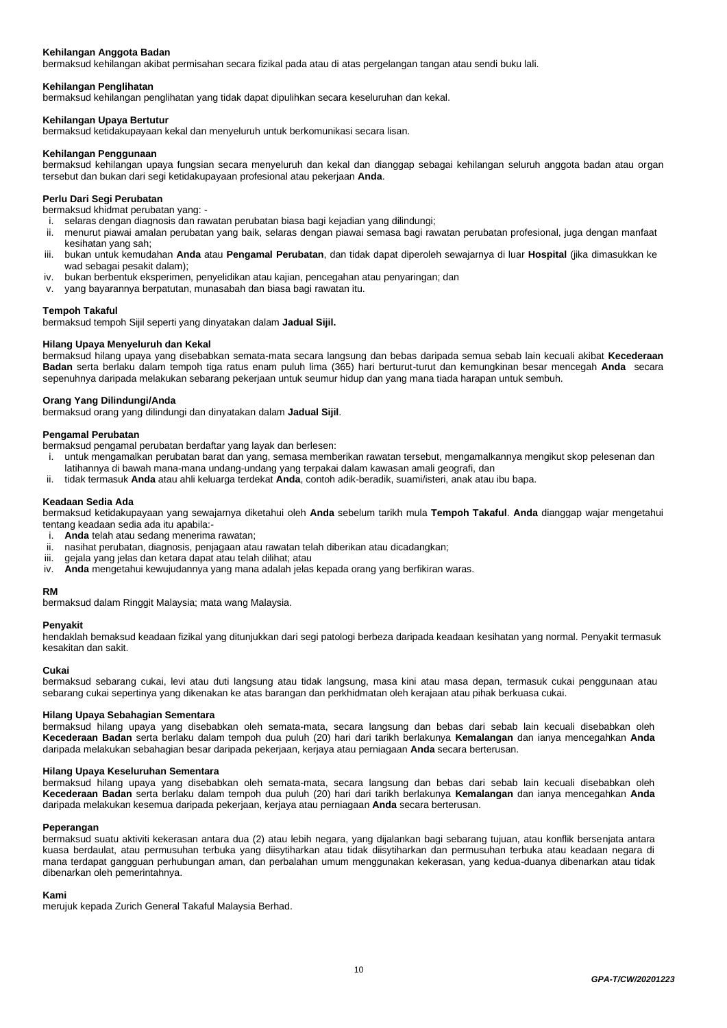**Kehilangan Anggota Badan**
bermaksud kehilangan akibat permisahan secara fizikal pada atau di atas pergelangan tangan atau sendi buku lali.

**Kehilangan Penglihatan**
bermaksud kehilangan penglihatan yang tidak dapat dipulihkan secara keseluruhan dan kekal.

**Kehilangan Upaya Bertutur**
bermaksud ketidakupayaan kekal dan menyeluruh untuk berkomunikasi secara lisan.

**Kehilangan Penggunaan**
bermaksud kehilangan upaya fungsian secara menyeluruh dan kekal dan dianggap sebagai kehilangan seluruh anggota badan atau organ tersebut dan bukan dari segi ketidakupayaan profesional atau pekerjaan **Anda**.

**Perlu Dari Segi Perubatan**
bermaksud khidmat perubatan yang: -

i. selaras dengan diagnosis dan rawatan perubatan biasa bagi kejadian yang dilindungi;
ii. menurut piawai amalan perubatan yang baik, selaras dengan piawai semasa bagi rawatan perubatan profesional, juga dengan manfaat kesihatan yang sah;
iii. bukan untuk kemudahan **Anda** atau **Pengamal Perubatan**, dan tidak dapat diperoleh sewajarnya di luar **Hospital** (jika dimasukkan ke wad sebagai pesakit dalam);
iv. bukan berbentuk eksperimen, penyelidikan atau kajian, pencegahan atau penyaringan; dan
v. yang bayarannya berpatutan, munasabah dan biasa bagi rawatan itu.

**Tempoh Takaful**
bermaksud tempoh Sijil seperti yang dinyatakan dalam **Jadual Sijil.**

**Hilang Upaya Menyeluruh dan Kekal**
bermaksud hilang upaya yang disebabkan semata-mata secara langsung dan bebas daripada semua sebab lain kecuali akibat **Kecederaan Badan** serta berlaku dalam tempoh tiga ratus enam puluh lima (365) hari berturut-turut dan kemungkinan besar mencegah **Anda** secara sepenuhnya daripada melakukan sebarang pekerjaan untuk seumur hidup dan yang mana tiada harapan untuk sembuh.

**Orang Yang Dilindungi/Anda**
bermaksud orang yang dilindungi dan dinyatakan dalam **Jadual Sijil**.

**Pengamal Perubatan**
bermaksud pengamal perubatan berdaftar yang layak dan berlesen:

i. untuk mengamalkan perubatan barat dan yang, semasa memberikan rawatan tersebut, mengamalkannya mengikut skop pelesenan dan latihannya di bawah mana-mana undang-undang yang terpakai dalam kawasan amali geografi, dan
ii. tidak termasuk **Anda** atau ahli keluarga terdekat **Anda**, contoh adik-beradik, suami/isteri, anak atau ibu bapa.

**Keadaan Sedia Ada**
bermaksud ketidakupayaan yang sewajarnya diketahui oleh **Anda** sebelum tarikh mula **Tempoh Takaful**. **Anda** dianggap wajar mengetahui tentang keadaan sedia ada itu apabila:-

i. **Anda** telah atau sedang menerima rawatan;
ii. nasihat perubatan, diagnosis, penjagaan atau rawatan telah diberikan atau dicadangkan;
iii. gejala yang jelas dan ketara dapat atau telah dilihat; atau
iv. **Anda** mengetahui kewujudannya yang mana adalah jelas kepada orang yang berfikiran waras.

**RM**
bermaksud dalam Ringgit Malaysia; mata wang Malaysia.

**Penyakit**
hendaklah bemaksud keadaan fizikal yang ditunjukkan dari segi patologi berbeza daripada keadaan kesihatan yang normal. Penyakit termasuk kesakitan dan sakit.

**Cukai**
bermaksud sebarang cukai, levi atau duti langsung atau tidak langsung, masa kini atau masa depan, termasuk cukai penggunaan atau sebarang cukai sepertinya yang dikenakan ke atas barangan dan perkhidmatan oleh kerajaan atau pihak berkuasa cukai.

**Hilang Upaya Sebahagian Sementara**
bermaksud hilang upaya yang disebabkan oleh semata-mata, secara langsung dan bebas dari sebab lain kecuali disebabkan oleh **Kecederaan Badan** serta berlaku dalam tempoh dua puluh (20) hari dari tarikh berlakunya **Kemalangan** dan ianya mencegahkan **Anda** daripada melakukan sebahagian besar daripada pekerjaan, kerjaya atau perniagaan **Anda** secara berterusan.

**Hilang Upaya Keseluruhan Sementara**
bermaksud hilang upaya yang disebabkan oleh semata-mata, secara langsung dan bebas dari sebab lain kecuali disebabkan oleh **Kecederaan Badan** serta berlaku dalam tempoh dua puluh (20) hari dari tarikh berlakunya **Kemalangan** dan ianya mencegahkan **Anda** daripada melakukan kesemua daripada pekerjaan, kerjaya atau perniagaan **Anda** secara berterusan.

**Peperangan**
bermaksud suatu aktiviti kekerasan antara dua (2) atau lebih negara, yang dijalankan bagi sebarang tujuan, atau konflik bersenjata antara kuasa berdaulat, atau permusuhan terbuka yang diisytiharkan atau tidak diisytiharkan dan permusuhan terbuka atau keadaan negara di mana terdapat gangguan perhubungan aman, dan perbalahan umum menggunakan kekerasan, yang kedua-duanya dibenarkan atau tidak dibenarkan oleh pemerintahnya.

**Kami**
merujuk kepada Zurich General Takaful Malaysia Berhad.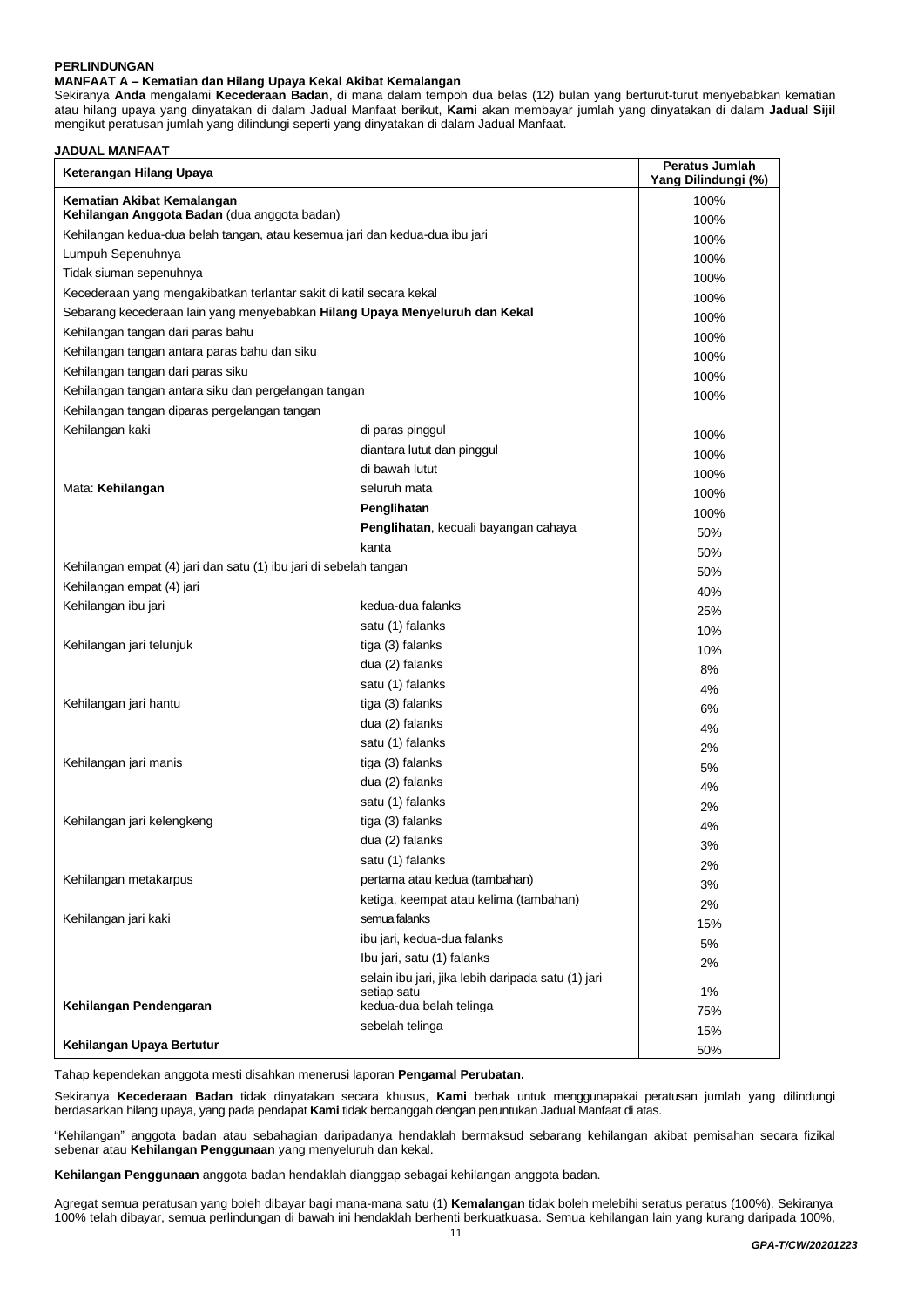**PERLINDUNGAN**

**MANFAAT A – Kematian dan Hilang Upaya Kekal Akibat Kemalangan**

Sekiranya **Anda** mengalami **Kecederaan Badan**, di mana dalam tempoh dua belas (12) bulan yang berturut-turut menyebabkan kematian atau hilang upaya yang dinyatakan di dalam Jadual Manfaat berikut, **Kami** akan membayar jumlah yang dinyatakan di dalam **Jadual Sijil** mengikut peratusan jumlah yang dilindungi seperti yang dinyatakan di dalam Jadual Manfaat.

**JADUAL MANFAAT**

| Keterangan Hilang Upaya | | Peratus Jumlah Yang Dilindungi (%) |
|---|---|---|
| **Kematian Akibat Kemalangan** | | 100% |
| **Kehilangan Anggota Badan** (dua anggota badan) | | 100% |
| Kehilangan kedua-dua belah tangan, atau kesemua jari dan kedua-dua ibu jari | | 100% |
| Lumpuh Sepenuhnya | | 100% |
| Tidak siuman sepenuhnya | | 100% |
| Kecederaan yang mengakibatkan terlantar sakit di katil secara kekal | | 100% |
| Sebarang kecederaan lain yang menyebabkan **Hilang Upaya Menyeluruh dan Kekal** | | 100% |
| Kehilangan tangan dari paras bahu | | 100% |
| Kehilangan tangan antara paras bahu dan siku | | 100% |
| Kehilangan tangan dari paras siku | | 100% |
| Kehilangan tangan antara siku dan pergelangan tangan | | 100% |
| Kehilangan tangan diparas pergelangan tangan | | |
| Kehilangan kaki | di paras pinggul | 100% |
| | diantara lutut dan pinggul | 100% |
| | di bawah lutut | 100% |
| Mata: **Kehilangan** | seluruh mata | 100% |
| | **Penglihatan** | 100% |
| | **Penglihatan**, kecuali bayangan cahaya | 50% |
| | kanta | 50% |
| Kehilangan empat (4) jari dan satu (1) ibu jari di sebelah tangan | | 50% |
| Kehilangan empat (4) jari | | 40% |
| Kehilangan ibu jari | kedua-dua falanks | 25% |
| | satu (1) falanks | 10% |
| Kehilangan jari telunjuk | tiga (3) falanks | 10% |
| | dua (2) falanks | 8% |
| | satu (1) falanks | 4% |
| Kehilangan jari hantu | tiga (3) falanks | 6% |
| | dua (2) falanks | 4% |
| | satu (1) falanks | 2% |
| Kehilangan jari manis | tiga (3) falanks | 5% |
| | dua (2) falanks | 4% |
| | satu (1) falanks | 2% |
| Kehilangan jari kelengkeng | tiga (3) falanks | 4% |
| | dua (2) falanks | 3% |
| | satu (1) falanks | 2% |
| Kehilangan metakarpus | pertama atau kedua (tambahan) | 3% |
| | ketiga, keempat atau kelima (tambahan) | 2% |
| Kehilangan jari kaki | semua falanks | 15% |
| | ibu jari, kedua-dua falanks | 5% |
| | Ibu jari, satu (1) falanks | 2% |
| | selain ibu jari, jika lebih daripada satu (1) jari setiap satu | 1% |
| **Kehilangan Pendengaran** | kedua-dua belah telinga | 75% |
| | sebelah telinga | 15% |
| **Kehilangan Upaya Bertutur** | | 50% |

Tahap kependekan anggota mesti disahkan menerusi laporan **Pengamal Perubatan.**

Sekiranya **Kecederaan Badan** tidak dinyatakan secara khusus, **Kami** berhak untuk menggunapakai peratusan jumlah yang dilindungi berdasarkan hilang upaya, yang pada pendapat **Kami** tidak bercanggah dengan peruntukan Jadual Manfaat di atas.

"Kehilangan" anggota badan atau sebahagian daripadanya hendaklah bermaksud sebarang kehilangan akibat pemisahan secara fizikal sebenar atau **Kehilangan Penggunaan** yang menyeluruh dan kekal.

**Kehilangan Penggunaan** anggota badan hendaklah dianggap sebagai kehilangan anggota badan.

Agregat semua peratusan yang boleh dibayar bagi mana-mana satu (1) **Kemalangan** tidak boleh melebihi seratus peratus (100%). Sekiranya 100% telah dibayar, semua perlindungan di bawah ini hendaklah berhenti berkuatkuasa. Semua kehilangan lain yang kurang daripada 100%,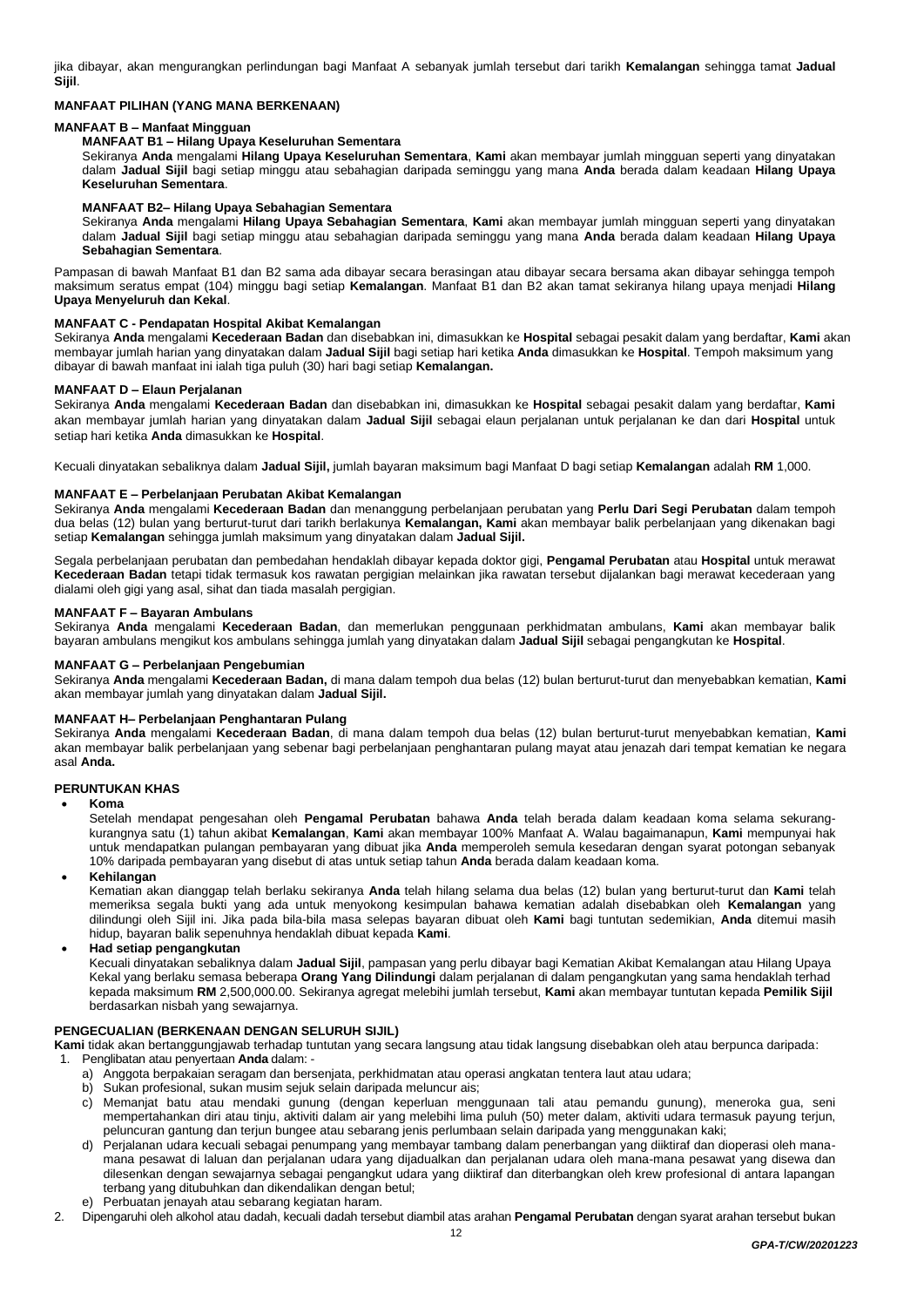jika dibayar, akan mengurangkan perlindungan bagi Manfaat A sebanyak jumlah tersebut dari tarikh **Kemalangan** sehingga tamat **Jadual Sijil**.

**MANFAAT PILIHAN (YANG MANA BERKENAAN)**

**MANFAAT B – Manfaat Mingguan**

**MANFAAT B1 – Hilang Upaya Keseluruhan Sementara**

Sekiranya **Anda** mengalami **Hilang Upaya Keseluruhan Sementara**, **Kami** akan membayar jumlah mingguan seperti yang dinyatakan dalam **Jadual Sijil** bagi setiap minggu atau sebahagian daripada seminggu yang mana **Anda** berada dalam keadaan **Hilang Upaya Keseluruhan Sementara**.

**MANFAAT B2– Hilang Upaya Sebahagian Sementara**

Sekiranya **Anda** mengalami **Hilang Upaya Sebahagian Sementara**, **Kami** akan membayar jumlah mingguan seperti yang dinyatakan dalam **Jadual Sijil** bagi setiap minggu atau sebahagian daripada seminggu yang mana **Anda** berada dalam keadaan **Hilang Upaya Sebahagian Sementara**.

Pampasan di bawah Manfaat B1 dan B2 sama ada dibayar secara berasingan atau dibayar secara bersama akan dibayar sehingga tempoh maksimum seratus empat (104) minggu bagi setiap **Kemalangan**. Manfaat B1 dan B2 akan tamat sekiranya hilang upaya menjadi **Hilang Upaya Menyeluruh dan Kekal**.

**MANFAAT C - Pendapatan Hospital Akibat Kemalangan**

Sekiranya **Anda** mengalami **Kecederaan Badan** dan disebabkan ini, dimasukkan ke **Hospital** sebagai pesakit dalam yang berdaftar, **Kami** akan membayar jumlah harian yang dinyatakan dalam **Jadual Sijil** bagi setiap hari ketika **Anda** dimasukkan ke **Hospital**. Tempoh maksimum yang dibayar di bawah manfaat ini ialah tiga puluh (30) hari bagi setiap **Kemalangan.**

**MANFAAT D – Elaun Perjalanan**

Sekiranya **Anda** mengalami **Kecederaan Badan** dan disebabkan ini, dimasukkan ke **Hospital** sebagai pesakit dalam yang berdaftar, **Kami** akan membayar jumlah harian yang dinyatakan dalam **Jadual Sijil** sebagai elaun perjalanan untuk perjalanan ke dan dari **Hospital** untuk setiap hari ketika **Anda** dimasukkan ke **Hospital**.

Kecuali dinyatakan sebaliknya dalam **Jadual Sijil,** jumlah bayaran maksimum bagi Manfaat D bagi setiap **Kemalangan** adalah **RM** 1,000.

**MANFAAT E – Perbelanjaan Perubatan Akibat Kemalangan**

Sekiranya **Anda** mengalami **Kecederaan Badan** dan menanggung perbelanjaan perubatan yang **Perlu Dari Segi Perubatan** dalam tempoh dua belas (12) bulan yang berturut-turut dari tarikh berlakunya **Kemalangan, Kami** akan membayar balik perbelanjaan yang dikenakan bagi setiap **Kemalangan** sehingga jumlah maksimum yang dinyatakan dalam **Jadual Sijil.**

Segala perbelanjaan perubatan dan pembedahan hendaklah dibayar kepada doktor gigi, **Pengamal Perubatan** atau **Hospital** untuk merawat **Kecederaan Badan** tetapi tidak termasuk kos rawatan pergigian melainkan jika rawatan tersebut dijalankan bagi merawat kecederaan yang dialami oleh gigi yang asal, sihat dan tiada masalah pergigian.

**MANFAAT F – Bayaran Ambulans**

Sekiranya **Anda** mengalami **Kecederaan Badan**, dan memerlukan penggunaan perkhidmatan ambulans, **Kami** akan membayar balik bayaran ambulans mengikut kos ambulans sehingga jumlah yang dinyatakan dalam **Jadual Sijil** sebagai pengangkutan ke **Hospital**.

**MANFAAT G – Perbelanjaan Pengebumian**

Sekiranya **Anda** mengalami **Kecederaan Badan,** di mana dalam tempoh dua belas (12) bulan berturut-turut dan menyebabkan kematian, **Kami** akan membayar jumlah yang dinyatakan dalam **Jadual Sijil.**

**MANFAAT H– Perbelanjaan Penghantaran Pulang**

Sekiranya **Anda** mengalami **Kecederaan Badan**, di mana dalam tempoh dua belas (12) bulan berturut-turut menyebabkan kematian, **Kami** akan membayar balik perbelanjaan yang sebenar bagi perbelanjaan penghantaran pulang mayat atau jenazah dari tempat kematian ke negara asal **Anda.**

**PERUNTUKAN KHAS**

- **Koma**

  Setelah mendapat pengesahan oleh **Pengamal Perubatan** bahawa **Anda** telah berada dalam keadaan koma selama sekurang-kurangnya satu (1) tahun akibat **Kemalangan**, **Kami** akan membayar 100% Manfaat A. Walau bagaimanapun, **Kami** mempunyai hak untuk mendapatkan pulangan pembayaran yang dibuat jika **Anda** memperoleh semula kesedaran dengan syarat potongan sebanyak 10% daripada pembayaran yang disebut di atas untuk setiap tahun **Anda** berada dalam keadaan koma.

- **Kehilangan**

  Kematian akan dianggap telah berlaku sekiranya **Anda** telah hilang selama dua belas (12) bulan yang berturut-turut dan **Kami** telah memeriksa segala bukti yang ada untuk menyokong kesimpulan bahawa kematian adalah disebabkan oleh **Kemalangan** yang dilindungi oleh Sijil ini. Jika pada bila-bila masa selepas bayaran dibuat oleh **Kami** bagi tuntutan sedemikian, **Anda** ditemui masih hidup, bayaran balik sepenuhnya hendaklah dibuat kepada **Kami**.

- **Had setiap pengangkutan**

  Kecuali dinyatakan sebaliknya dalam **Jadual Sijil**, pampasan yang perlu dibayar bagi Kematian Akibat Kemalangan atau Hilang Upaya Kekal yang berlaku semasa beberapa **Orang Yang Dilindungi** dalam perjalanan di dalam pengangkutan yang sama hendaklah terhad kepada maksimum **RM** 2,500,000.00. Sekiranya agregat melebihi jumlah tersebut, **Kami** akan membayar tuntutan kepada **Pemilik Sijil** berdasarkan nisbah yang sewajarnya.

**PENGECUALIAN (BERKENAAN DENGAN SELURUH SIJIL)**

**Kami** tidak akan bertanggungjawab terhadap tuntutan yang secara langsung atau tidak langsung disebabkan oleh atau berpunca daripada:

1. Penglibatan atau penyertaan **Anda** dalam: -
   a) Anggota berpakaian seragam dan bersenjata, perkhidmatan atau operasi angkatan tentera laut atau udara;
   b) Sukan profesional, sukan musim sejuk selain daripada meluncur ais;
   c) Memanjat batu atau mendaki gunung (dengan keperluan menggunakan tali atau pemandu gunung), meneroka gua, seni mempertahankan diri atau tinju, aktiviti dalam air yang melebihi lima puluh (50) meter dalam, aktiviti udara termasuk payung terjun, peluncuran gantung dan terjun bungee atau sebarang jenis perlumbaan selain daripada yang menggunakan kaki;
   d) Perjalanan udara kecuali sebagai penumpang yang membayar tambang dalam penerbangan yang diiktiraf dan dioperasi oleh mana-mana pesawat di laluan dan perjalanan udara yang dijadualkan dan perjalanan udara oleh mana-mana pesawat yang disewa dan dilesenkan dengan sewajarnya sebagai pengangkut udara yang diiktiraf dan diterbangkan oleh krew profesional di antara lapangan terbang yang ditubuhkan dan dikendalikan dengan betul;
   e) Perbuatan jenayah atau sebarang kegiatan haram.
2. Dipengaruhi oleh alkohol atau dadah, kecuali dadah tersebut diambil atas arahan **Pengamal Perubatan** dengan syarat arahan tersebut bukan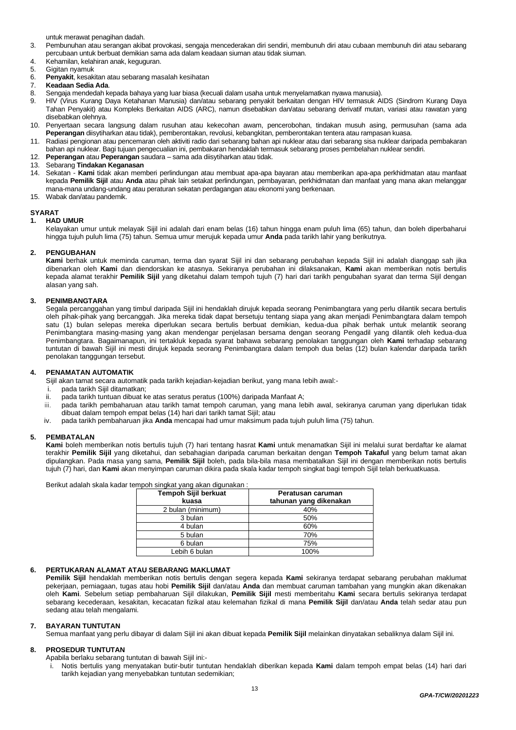untuk merawat penagihan dadah.

3. Pembunuhan atau serangan akibat provokasi, sengaja mencederakan diri sendiri, membunuh diri atau cubaan membunuh diri atau sebarang percubaan untuk berbuat demikian sama ada dalam keadaan siuman atau tidak siuman.
4. Kehamilan, kelahiran anak, keguguran.
5. Gigitan nyamuk
6. **Penyakit**, kesakitan atau sebarang masalah kesihatan
7. **Keadaan Sedia Ada**.
8. Sengaja mendedah kepada bahaya yang luar biasa (kecuali dalam usaha untuk menyelamatkan nyawa manusia).
9. HIV (Virus Kurang Daya Ketahanan Manusia) dan/atau sebarang penyakit berkaitan dengan HIV termasuk AIDS (Sindrom Kurang Daya Tahan Penyakit) atau Kompleks Berkaitan AIDS (ARC), namun disebabkan dan/atau sebarang derivatif mutan, variasi atau rawatan yang disebabkan olehnya.
10. Penyertaan secara langsung dalam rusuhan atau kekecohan awam, pencerobohan, tindakan musuh asing, permusuhan (sama ada **Peperangan** diisytiharkan atau tidak), pemberontakan, revolusi, kebangkitan, pemberontakan tentera atau rampasan kuasa.
11. Radiasi pengionan atau pencemaran oleh aktiviti radio dari sebarang bahan api nuklear atau dari sebarang sisa nuklear daripada pembakaran bahan api nuklear. Bagi tujuan pengecualian ini, pembakaran hendaklah termasuk sebarang proses pembelahan nuklear sendiri.
12. **Peperangan** atau **Peperangan** saudara – sama ada diisytiharkan atau tidak.
13. Sebarang **Tindakan Keganasan**
14. Sekatan - **Kami** tidak akan memberi perlindungan atau membuat apa-apa bayaran atau memberikan apa-apa perkhidmatan atau manfaat kepada **Pemilik Sijil** atau **Anda** atau pihak lain setakat perlindungan, pembayaran, perkhidmatan dan manfaat yang mana akan melanggar mana-mana undang-undang atau peraturan sekatan perdagangan atau ekonomi yang berkenaan.
15. Wabak dan/atau pandemik.

## SYARAT

### 1. HAD UMUR

Kelayakan umur untuk melayak Sijil ini adalah dari enam belas (16) tahun hingga enam puluh lima (65) tahun, dan boleh diperbaharui hingga tujuh puluh lima (75) tahun. Semua umur merujuk kepada umur **Anda** pada tarikh lahir yang berikutnya.

### 2. PENGUBAHAN

**Kami** berhak untuk meminda caruman, terma dan syarat Sijil ini dan sebarang perubahan kepada Sijil ini adalah dianggap sah jika dibenarkan oleh **Kami** dan diendorskan ke atasnya. Sekiranya perubahan ini dilaksanakan, **Kami** akan memberikan notis bertulis kepada alamat terakhir **Pemilik Sijil** yang diketahui dalam tempoh tujuh (7) hari dari tarikh pengubahan syarat dan terma Sijil dengan alasan yang sah.

### 3. PENIMBANGTARA

Segala percanggahan yang timbul daripada Sijil ini hendaklah dirujuk kepada seorang Penimbangtara yang perlu dilantik secara bertulis oleh pihak-pihak yang bercanggah. Jika mereka tidak dapat bersetuju tentang siapa yang akan menjadi Penimbangtara dalam tempoh satu (1) bulan selepas mereka diperlukan secara bertulis berbuat demikian, kedua-dua pihak berhak untuk melantik seorang Penimbangtara masing-masing yang akan mendengar penjelasan bersama dengan seorang Pengadil yang dilantik oleh kedua-dua Penimbangtara. Bagaimanapun, ini tertakluk kepada syarat bahawa sebarang penolakan tanggungan oleh **Kami** terhadap sebarang tuntutan di bawah Sijil ini mesti dirujuk kepada seorang Penimbangtara dalam tempoh dua belas (12) bulan kalendar daripada tarikh penolakan tanggungan tersebut.

### 4. PENAMATAN AUTOMATIK

Sijil akan tamat secara automatik pada tarikh kejadian-kejadian berikut, yang mana lebih awal:-

i. pada tarikh Sijil ditamatkan;
ii. pada tarikh tuntuan dibuat ke atas seratus peratus (100%) daripada Manfaat A;
iii. pada tarikh pembaharuan atau tarikh tamat tempoh caruman, yang mana lebih awal, sekiranya caruman yang diperlukan tidak dibuat dalam tempoh empat belas (14) hari dari tarikh tamat Sijil; atau
iv. pada tarikh pembaharuan jika **Anda** mencapai had umur maksimum pada tujuh puluh lima (75) tahun.

### 5. PEMBATALAN

**Kami** boleh memberikan notis bertulis tujuh (7) hari tentang hasrat **Kami** untuk menamatkan Sijil ini melalui surat berdaftar ke alamat terakhir **Pemilik Sijil** yang diketahui, dan sebahagian daripada caruman berkaitan dengan **Tempoh Takaful** yang belum tamat akan dipulangkan. Pada masa yang sama, **Pemilik Sijil** boleh, pada bila-bila masa membatalkan Sijil ini dengan memberikan notis bertulis tujuh (7) hari, dan **Kami** akan menyimpan caruman dikira pada skala kadar tempoh singkat bagi tempoh Sijil telah berkuatkuasa.

Berikut adalah skala kadar tempoh singkat yang akan digunakan :

| Tempoh Sijil berkuat kuasa | Peratusan caruman tahunan yang dikenakan |
|---|---|
| 2 bulan (minimum) | 40% |
| 3 bulan | 50% |
| 4 bulan | 60% |
| 5 bulan | 70% |
| 6 bulan | 75% |
| Lebih 6 bulan | 100% |

### 6. PERTUKARAN ALAMAT ATAU SEBARANG MAKLUMAT

**Pemilik Sijil** hendaklah memberikan notis bertulis dengan segera kepada **Kami** sekiranya terdapat sebarang perubahan maklumat pekerjaan, perniagaan, tugas atau hobi **Pemilik Sijil** dan/atau **Anda** dan membuat caruman tambahan yang mungkin akan dikenakan oleh **Kami**. Sebelum setiap pembaharuan Sijil dilakukan, **Pemilik Sijil** mesti memberitahu **Kami** secara bertulis sekiranya terdapat sebarang kecederaan, kesakitan, kecacatan fizikal atau kelemahan fizikal di mana **Pemilik Sijil** dan/atau **Anda** telah sedar atau pun sedang atau telah mengalami.

### 7. BAYARAN TUNTUTAN

Semua manfaat yang perlu dibayar di dalam Sijil ini akan dibuat kepada **Pemilik Sijil** melainkan dinyatakan sebaliknya dalam Sijil ini.

### 8. PROSEDUR TUNTUTAN

Apabila berlaku sebarang tuntutan di bawah Sijil ini:-

i. Notis bertulis yang menyatakan butir-butir tuntutan hendaklah diberikan kepada **Kami** dalam tempoh empat belas (14) hari dari tarikh kejadian yang menyebabkan tuntutan sedemikian;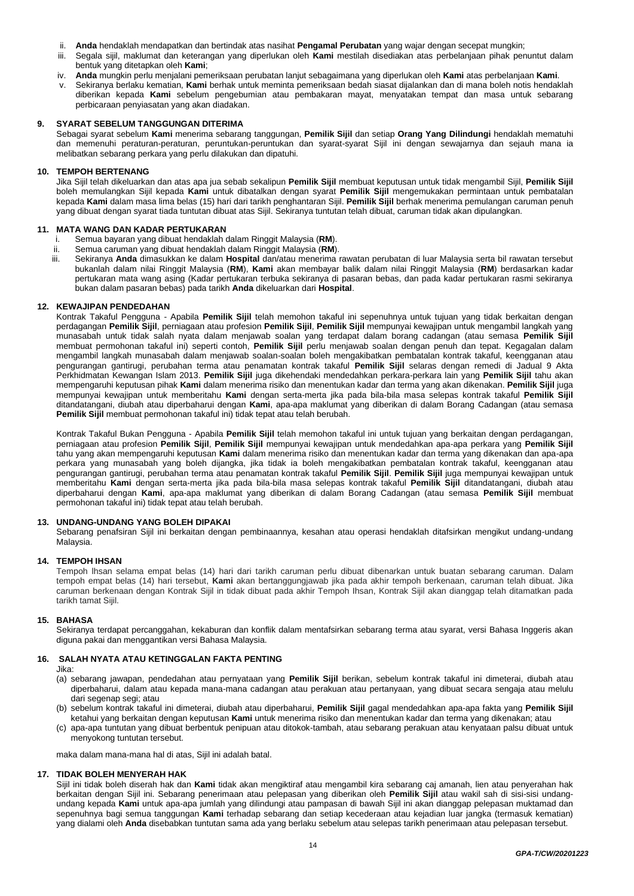ii. **Anda** hendaklah mendapatkan dan bertindak atas nasihat **Pengamal Perubatan** yang wajar dengan secepat mungkin;
iii. Segala sijil, maklumat dan keterangan yang diperlukan oleh **Kami** mestilah disediakan atas perbelanjaan pihak penuntut dalam bentuk yang ditetapkan oleh **Kami**;
iv. **Anda** mungkin perlu menjalani pemeriksaan perubatan lanjut sebagaimana yang diperlukan oleh **Kami** atas perbelanjaan **Kami**.
v. Sekiranya berlaku kematian, **Kami** berhak untuk meminta pemeriksaan bedah siasat dijalankan dan di mana boleh notis hendaklah diberikan kepada **Kami** sebelum pengebumian atau pembakaran mayat, menyatakan tempat dan masa untuk sebarang perbicaraan penyiasatan yang akan diadakan.

### 9. SYARAT SEBELUM TANGGUNGAN DITERIMA

Sebagai syarat sebelum **Kami** menerima sebarang tanggungan, **Pemilik Sijil** dan setiap **Orang Yang Dilindungi** hendaklah mematuhi dan memenuhi peraturan-peraturan, peruntukan-peruntukan dan syarat-syarat Sijil ini dengan sewajarnya dan sejauh mana ia melibatkan sebarang perkara yang perlu dilakukan dan dipatuhi.

### 10. TEMPOH BERTENANG

Jika Sijil telah dikeluarkan dan atas apa jua sebab sekalipun **Pemilik Sijil** membuat keputusan untuk tidak mengambil Sijil, **Pemilik Sijil** boleh memulangkan Sijil kepada **Kami** untuk dibatalkan dengan syarat **Pemilik Sijil** mengemukakan permintaan untuk pembatalan kepada **Kami** dalam masa lima belas (15) hari dari tarikh penghantaran Sijil. **Pemilik Sijil** berhak menerima pemulangan caruman penuh yang dibuat dengan syarat tiada tuntutan dibuat atas Sijil. Sekiranya tuntutan telah dibuat, caruman tidak akan dipulangkan.

### 11. MATA WANG DAN KADAR PERTUKARAN

i. Semua bayaran yang dibuat hendaklah dalam Ringgit Malaysia (**RM**).
ii. Semua caruman yang dibuat hendaklah dalam Ringgit Malaysia (**RM**).
iii. Sekiranya **Anda** dimasukkan ke dalam **Hospital** dan/atau menerima rawatan perubatan di luar Malaysia serta bil rawatan tersebut bukanlah dalam nilai Ringgit Malaysia (**RM**), **Kami** akan membayar balik dalam nilai Ringgit Malaysia (**RM**) berdasarkan kadar pertukaran mata wang asing (Kadar pertukaran terbuka sekiranya di pasaran bebas, dan pada kadar pertukaran rasmi sekiranya bukan dalam pasaran bebas) pada tarikh **Anda** dikeluarkan dari **Hospital**.

### 12. KEWAJIPAN PENDEDAHAN

Kontrak Takaful Pengguna - Apabila **Pemilik Sijil** telah memohon takaful ini sepenuhnya untuk tujuan yang tidak berkaitan dengan perdagangan **Pemilik Sijil**, perniagaan atau profesion **Pemilik Sijil**, **Pemilik Sijil** mempunyai kewajipan untuk mengambil langkah yang munasabah untuk tidak salah nyata dalam menjawab soalan yang terdapat dalam borang cadangan (atau semasa **Pemilik Sijil** membuat permohonan takaful ini) seperti contoh, **Pemilik Sijil** perlu menjawab soalan dengan penuh dan tepat. Kegagalan dalam mengambil langkah munasabah dalam menjawab soalan-soalan boleh mengakibatkan pembatalan kontrak takaful, keengganan atau pengurangan gantirugi, perubahan terma atau penamatan kontrak takaful **Pemilik Sijil** selaras dengan remedi di Jadual 9 Akta Perkhidmatan Kewangan Islam 2013. **Pemilik Sijil** juga dikehendaki mendedahkan perkara-perkara lain yang **Pemilik Sijil** tahu akan mempengaruhi keputusan pihak **Kami** dalam menerima risiko dan menentukan kadar dan terma yang akan dikenakan. **Pemilik Sijil** juga mempunyai kewajipan untuk memberitahu **Kami** dengan serta-merta jika pada bila-bila masa selepas kontrak takaful **Pemilik Sijil** ditandatangani, diubah atau diperbaharui dengan **Kami**, apa-apa maklumat yang diberikan di dalam Borang Cadangan (atau semasa **Pemilik Sijil** membuat permohonan takaful ini) tidak tepat atau telah berubah.

Kontrak Takaful Bukan Pengguna - Apabila **Pemilik Sijil** telah memohon takaful ini untuk tujuan yang berkaitan dengan perdagangan, perniagaan atau profesion **Pemilik Sijil**, **Pemilik Sijil** mempunyai kewajipan untuk mendedahkan apa-apa perkara yang **Pemilik Sijil** tahu yang akan mempengaruhi keputusan **Kami** dalam menerima risiko dan menentukan kadar dan terma yang dikenakan dan apa-apa perkara yang munasabah yang boleh dijangka, jika tidak ia boleh mengakibatkan pembatalan kontrak takaful, keengganan atau pengurangan gantirugi, perubahan terma atau penamatan kontrak takaful **Pemilik Sijil**. **Pemilik Sijil** juga mempunyai kewajipan untuk memberitahu **Kami** dengan serta-merta jika pada bila-bila masa selepas kontrak takaful **Pemilik Sijil** ditandatangani, diubah atau diperbaharui dengan **Kami**, apa-apa maklumat yang diberikan di dalam Borang Cadangan (atau semasa **Pemilik Sijil** membuat permohonan takaful ini) tidak tepat atau telah berubah.

### 13. UNDANG-UNDANG YANG BOLEH DIPAKAI

Sebarang penafsiran Sijil ini berkaitan dengan pembinaannya, kesahan atau operasi hendaklah ditafsirkan mengikut undang-undang Malaysia.

### 14. TEMPOH IHSAN

Tempoh Ihsan selama empat belas (14) hari dari tarikh caruman perlu dibuat dibenarkan untuk buatan sebarang caruman. Dalam tempoh empat belas (14) hari tersebut, **Kami** akan bertanggungjawab jika pada akhir tempoh berkenaan, caruman telah dibuat. Jika caruman berkenaan dengan Kontrak Sijil in tidak dibuat pada akhir Tempoh Ihsan, Kontrak Sijil akan dianggap telah ditamatkan pada tarikh tamat Sijil.

### 15. BAHASA

Sekiranya terdapat percanggahan, kekaburan dan konflik dalam mentafsirkan sebarang terma atau syarat, versi Bahasa Inggeris akan diguna pakai dan menggantikan versi Bahasa Malaysia.

### 16. SALAH NYATA ATAU KETINGGALAN FAKTA PENTING

Jika:

(a) sebarang jawapan, pendedahan atau pernyataan yang **Pemilik Sijil** berikan, sebelum kontrak takaful ini dimeterai, diubah atau diperbaharui, dalam atau kepada mana-mana cadangan atau perakuan atau pertanyaan, yang dibuat secara sengaja atau melulu dari segenap segi; atau
(b) sebelum kontrak takaful ini dimeterai, diubah atau diperbaharui, **Pemilik Sijil** gagal mendedahkan apa-apa fakta yang **Pemilik Sijil** ketahui yang berkaitan dengan keputusan **Kami** untuk menerima risiko dan menentukan kadar dan terma yang dikenakan; atau
(c) apa-apa tuntutan yang dibuat berbentuk penipuan atau ditokok-tambah, atau sebarang perakuan atau kenyataan palsu dibuat untuk menyokong tuntutan tersebut.

maka dalam mana-mana hal di atas, Sijil ini adalah batal.

### 17. TIDAK BOLEH MENYERAH HAK

Sijil ini tidak boleh diserah hak dan **Kami** tidak akan mengiktiraf atau mengambil kira sebarang caj amanah, lien atau penyerahan hak berkaitan dengan Sijil ini. Sebarang penerimaan atau pelepasan yang diberikan oleh **Pemilik Sijil** atau wakil sah di sisi-sisi undang-undang kepada **Kami** untuk apa-apa jumlah yang dilindungi atau pampasan di bawah Sijil ini akan dianggap pelepasan muktamad dan sepenuhnya bagi semua tanggungan **Kami** terhadap sebarang dan setiap kecederaan atau kejadian luar jangka (termasuk kematian) yang dialami oleh **Anda** disebabkan tuntutan sama ada yang berlaku sebelum atau selepas tarikh penerimaan atau pelepasan tersebut.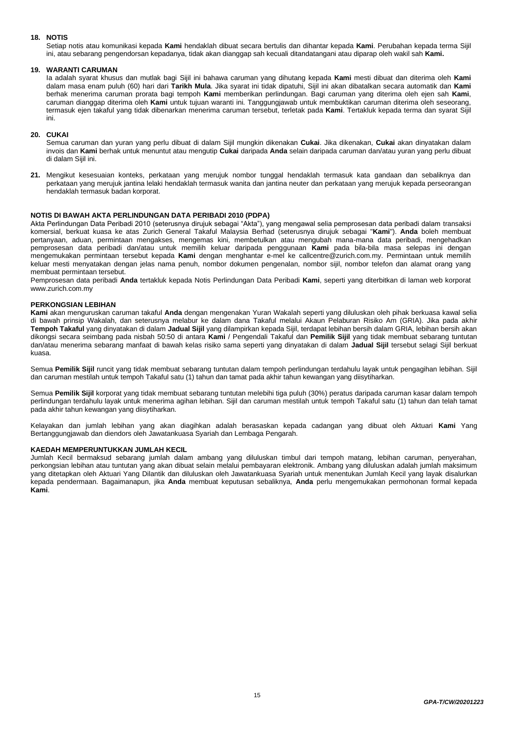**18. NOTIS**

Setiap notis atau komunikasi kepada **Kami** hendaklah dibuat secara bertulis dan dihantar kepada **Kami**. Perubahan kepada terma Sijil ini, atau sebarang pengendorsan kepadanya, tidak akan dianggap sah kecuali ditandatangani atau diparap oleh wakil sah **Kami.**

**19. WARANTI CARUMAN**

Ia adalah syarat khusus dan mutlak bagi Sijil ini bahawa caruman yang dihutang kepada **Kami** mesti dibuat dan diterima oleh **Kami** dalam masa enam puluh (60) hari dari **Tarikh Mula**. Jika syarat ini tidak dipatuhi, Sijil ini akan dibatalkan secara automatik dan **Kami** berhak menerima caruman prorata bagi tempoh **Kami** memberikan perlindungan. Bagi caruman yang diterima oleh ejen sah **Kami**, caruman dianggap diterima oleh **Kami** untuk tujuan waranti ini. Tanggungjawab untuk membuktikan caruman diterima oleh seseorang, termasuk ejen takaful yang tidak dibenarkan menerima caruman tersebut, terletak pada **Kami**. Tertakluk kepada terma dan syarat Sijil ini.

**20. CUKAI**

Semua caruman dan yuran yang perlu dibuat di dalam Sijil mungkin dikenakan **Cukai**. Jika dikenakan, **Cukai** akan dinyatakan dalam invois dan **Kami** berhak untuk menuntut atau mengutip **Cukai** daripada **Anda** selain daripada caruman dan/atau yuran yang perlu dibuat di dalam Sijil ini.

**21.** Mengikut kesesuaian konteks, perkataan yang merujuk nombor tunggal hendaklah termasuk kata gandaan dan sebaliknya dan perkataan yang merujuk jantina lelaki hendaklah termasuk wanita dan jantina neuter dan perkataan yang merujuk kepada perseorangan hendaklah termasuk badan korporat.

**NOTIS DI BAWAH AKTA PERLINDUNGAN DATA PERIBADI 2010 (PDPA)**

Akta Perlindungan Data Peribadi 2010 (seterusnya dirujuk sebagai "Akta"), yang mengawal selia pemprosesan data peribadi dalam transaksi komersial, berkuat kuasa ke atas Zurich General Takaful Malaysia Berhad (seterusnya dirujuk sebagai "**Kami**"). **Anda** boleh membuat pertanyaan, aduan, permintaan mengakses, mengemas kini, membetulkan atau mengubah mana-mana data peribadi, mengehadkan pemprosesan data peribadi dan/atau untuk memilih keluar daripada penggunaan **Kami** pada bila-bila masa selepas ini dengan mengemukakan permintaan tersebut kepada **Kami** dengan menghantar e-mel ke callcentre@zurich.com.my. Permintaan untuk memilih keluar mesti menyatakan dengan jelas nama penuh, nombor dokumen pengenalan, nombor sijil, nombor telefon dan alamat orang yang membuat permintaan tersebut.

Pemprosesan data peribadi **Anda** tertakluk kepada Notis Perlindungan Data Peribadi **Kami**, seperti yang diterbitkan di laman web korporat www.zurich.com.my

**PERKONGSIAN LEBIHAN**

**Kami** akan menguruskan caruman takaful **Anda** dengan mengenakan Yuran Wakalah seperti yang diluluskan oleh pihak berkuasa kawal selia di bawah prinsip Wakalah, dan seterusnya melabur ke dalam dana Takaful melalui Akaun Pelaburan Risiko Am (GRIA). Jika pada akhir **Tempoh Takaful** yang dinyatakan di dalam **Jadual Sijil** yang dilampirkan kepada Sijil, terdapat lebihan bersih dalam GRIA, lebihan bersih akan dikongsi secara seimbang pada nisbah 50:50 di antara **Kami** / Pengendali Takaful dan **Pemilik Sijil** yang tidak membuat sebarang tuntutan dan/atau menerima sebarang manfaat di bawah kelas risiko sama seperti yang dinyatakan di dalam **Jadual Sijil** tersebut selagi Sijil berkuat kuasa.

Semua **Pemilik Sijil** runcit yang tidak membuat sebarang tuntutan dalam tempoh perlindungan terdahulu layak untuk pengagihan lebihan. Sijil dan caruman mestilah untuk tempoh Takaful satu (1) tahun dan tamat pada akhir tahun kewangan yang diisytiharkan.

Semua **Pemilik Sijil** korporat yang tidak membuat sebarang tuntutan melebihi tiga puluh (30%) peratus daripada caruman kasar dalam tempoh perlindungan terdahulu layak untuk menerima agihan lebihan. Sijil dan caruman mestilah untuk tempoh Takaful satu (1) tahun dan telah tamat pada akhir tahun kewangan yang diisytiharkan.

Kelayakan dan jumlah lebihan yang akan diagihkan adalah berasaskan kepada cadangan yang dibuat oleh Aktuari **Kami** Yang Bertanggungjawab dan diendors oleh Jawatankuasa Syariah dan Lembaga Pengarah.

**KAEDAH MEMPERUNTUKKAN JUMLAH KECIL**

Jumlah Kecil bermaksud sebarang jumlah dalam ambang yang diluluskan timbul dari tempoh matang, lebihan caruman, penyerahan, perkongsian lebihan atau tuntutan yang akan dibuat selain melalui pembayaran elektronik. Ambang yang diluluskan adalah jumlah maksimum yang ditetapkan oleh Aktuari Yang Dilantik dan diluluskan oleh Jawatankuasa Syariah untuk menentukan Jumlah Kecil yang layak disalurkan kepada pendermaan. Bagaimanapun, jika **Anda** membuat keputusan sebaliknya, **Anda** perlu mengemukakan permohonan formal kepada **Kami**.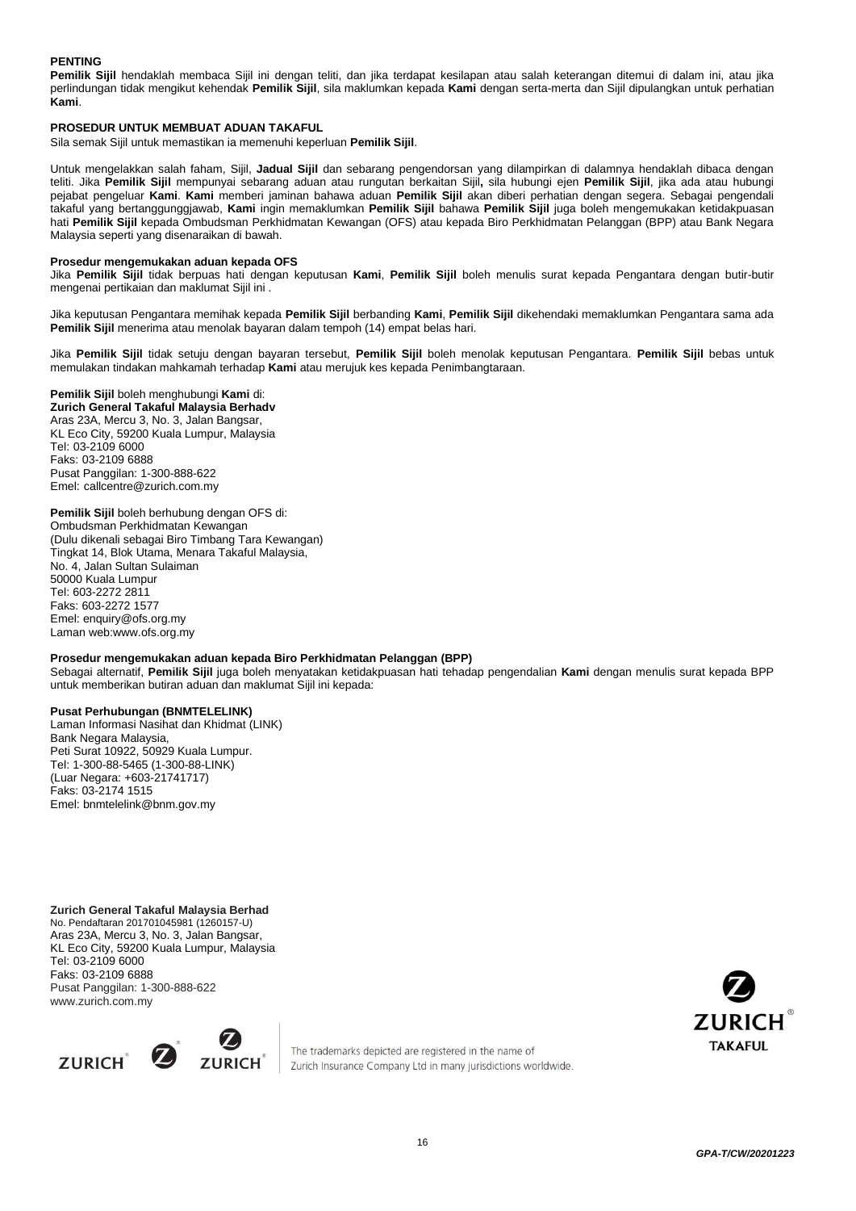**PENTING**

**Pemilik Sijil** hendaklah membaca Sijil ini dengan teliti, dan jika terdapat kesilapan atau salah keterangan ditemui di dalam ini, atau jika perlindungan tidak mengikut kehendak **Pemilik Sijil**, sila maklumkan kepada **Kami** dengan serta-merta dan Sijil dipulangkan untuk perhatian **Kami**.

**PROSEDUR UNTUK MEMBUAT ADUAN TAKAFUL**

Sila semak Sijil untuk memastikan ia memenuhi keperluan **Pemilik Sijil**.

Untuk mengelakkan salah faham, Sijil, **Jadual Sijil** dan sebarang pengendorsan yang dilampirkan di dalamnya hendaklah dibaca dengan teliti. Jika **Pemilik Sijil** mempunyai sebarang aduan atau rungutan berkaitan Sijil**,** sila hubungi ejen **Pemilik Sijil**, jika ada atau hubungi pejabat pengeluar **Kami**. **Kami** memberi jaminan bahawa aduan **Pemilik Sijil** akan diberi perhatian dengan segera. Sebagai pengendali takaful yang bertanggunggjawab, **Kami** ingin memaklumkan **Pemilik Sijil** bahawa **Pemilik Sijil** juga boleh mengemukakan ketidakpuasan hati **Pemilik Sijil** kepada Ombudsman Perkhidmatan Kewangan (OFS) atau kepada Biro Perkhidmatan Pelanggan (BPP) atau Bank Negara Malaysia seperti yang disenaraikan di bawah.

**Prosedur mengemukakan aduan kepada OFS**

Jika **Pemilik Sijil** tidak berpuas hati dengan keputusan **Kami**, **Pemilik Sijil** boleh menulis surat kepada Pengantara dengan butir-butir mengenai pertikaian dan maklumat Sijil ini .

Jika keputusan Pengantara memihak kepada **Pemilik Sijil** berbanding **Kami**, **Pemilik Sijil** dikehendaki memaklumkan Pengantara sama ada **Pemilik Sijil** menerima atau menolak bayaran dalam tempoh (14) empat belas hari.

Jika **Pemilik Sijil** tidak setuju dengan bayaran tersebut, **Pemilik Sijil** boleh menolak keputusan Pengantara. **Pemilik Sijil** bebas untuk memulakan tindakan mahkamah terhadap **Kami** atau merujuk kes kepada Penimbangtaraan.

**Pemilik Sijil** boleh menghubungi **Kami** di:
**Zurich General Takaful Malaysia Berhadv**
Aras 23A, Mercu 3, No. 3, Jalan Bangsar,
KL Eco City, 59200 Kuala Lumpur, Malaysia
Tel: 03-2109 6000
Faks: 03-2109 6888
Pusat Panggilan: 1-300-888-622
Emel: callcentre@zurich.com.my

**Pemilik Sijil** boleh berhubung dengan OFS di:
Ombudsman Perkhidmatan Kewangan
(Dulu dikenali sebagai Biro Timbang Tara Kewangan)
Tingkat 14, Blok Utama, Menara Takaful Malaysia,
No. 4, Jalan Sultan Sulaiman
50000 Kuala Lumpur
Tel: 603-2272 2811
Faks: 603-2272 1577
Emel: enquiry@ofs.org.my
Laman web:www.ofs.org.my

**Prosedur mengemukakan aduan kepada Biro Perkhidmatan Pelanggan (BPP)**

Sebagai alternatif, **Pemilik Sijil** juga boleh menyatakan ketidakpuasan hati tehadap pengendalian **Kami** dengan menulis surat kepada BPP untuk memberikan butiran aduan dan maklumat Sijil ini kepada:

**Pusat Perhubungan (BNMTELELINK)**
Laman Informasi Nasihat dan Khidmat (LINK)
Bank Negara Malaysia,
Peti Surat 10922, 50929 Kuala Lumpur.
Tel: 1-300-88-5465 (1-300-88-LINK)
(Luar Negara: +603-21741717)
Faks: 03-2174 1515
Emel: bnmtelelink@bnm.gov.my

**Zurich General Takaful Malaysia Berhad**
No. Pendaftaran 201701045981 (1260157-U)
Aras 23A, Mercu 3, No. 3, Jalan Bangsar,
KL Eco City, 59200 Kuala Lumpur, Malaysia
Tel: 03-2109 6000
Faks: 03-2109 6888
Pusat Panggilan: 1-300-888-622
www.zurich.com.my

ZURICH TAKAFUL

ZURICH ZURICH

The trademarks depicted are registered in the name of Zurich Insurance Company Ltd in many jurisdictions worldwide.

*GPA-T/CW/20201223*